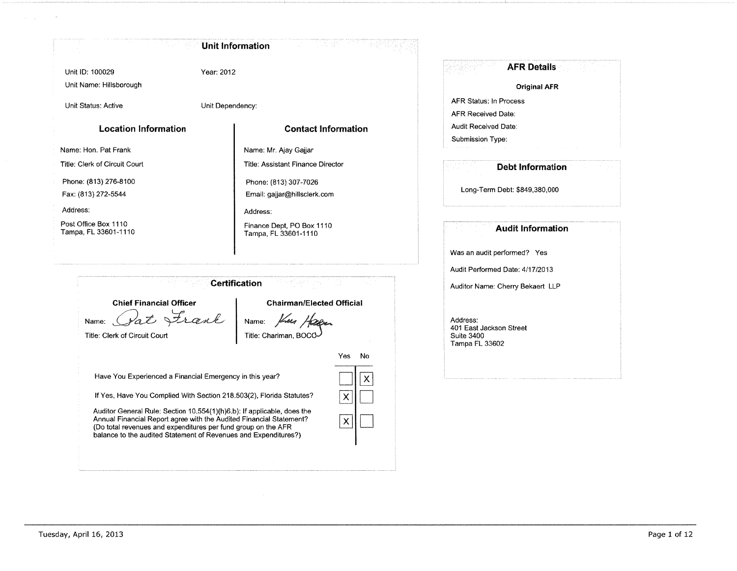## Unit Information

Unit ID: 100029

Year: 2012

Unit Name: Hillsborough

Unit Status: Active

Unit Dependency:

### Location Information

Name: Hon. Pat Frank

Title: Clerk of Circuit Court

Phone: (813) 276-8100

Fax: (813) 272-5544

Address:

Post Office Box 1110
Tampa, FL 33601-1110

### Contact Information

Name: Mr. Ajay Gajjar

Title: Assistant Finance Director

Phone: (813) 307-7026

Email: gajjar@hillsclerk.com

Address:

Finance Dept, PO Box 1110
Tampa, FL 33601-1110

## Certification

**Chief Financial Officer**

Name: Pat Frank

Title: Clerk of Circuit Court

**Chairman/Elected Official**

Name: Ken Hagan

Title: Chariman, BOCC

| | Yes | No |
|---|---|---|
| Have You Experienced a Financial Emergency in this year? | | X |
| If Yes, Have You Complied With Section 218.503(2), Florida Statutes? | X | |
| Auditor General Rule: Section 10.554(1)(h)6.b): If applicable, does the Annual Financial Report agree with the Audited Financial Statement? (Do total revenues and expenditures per fund group on the AFR balance to the audited Statement of Revenues and Expenditures?) | X | |

## AFR Details

**Original AFR**

AFR Status: In Process

AFR Received Date:

Audit Received Date:

Submission Type:

## Debt Information

Long-Term Debt: $849,380,000

## Audit Information

Was an audit performed? Yes

Audit Performed Date: 4/17/2013

Auditor Name: Cherry Bekaert LLP

Address:
401 East Jackson Street
Suite 3400
Tampa FL 33602

Tuesday, April 16, 2013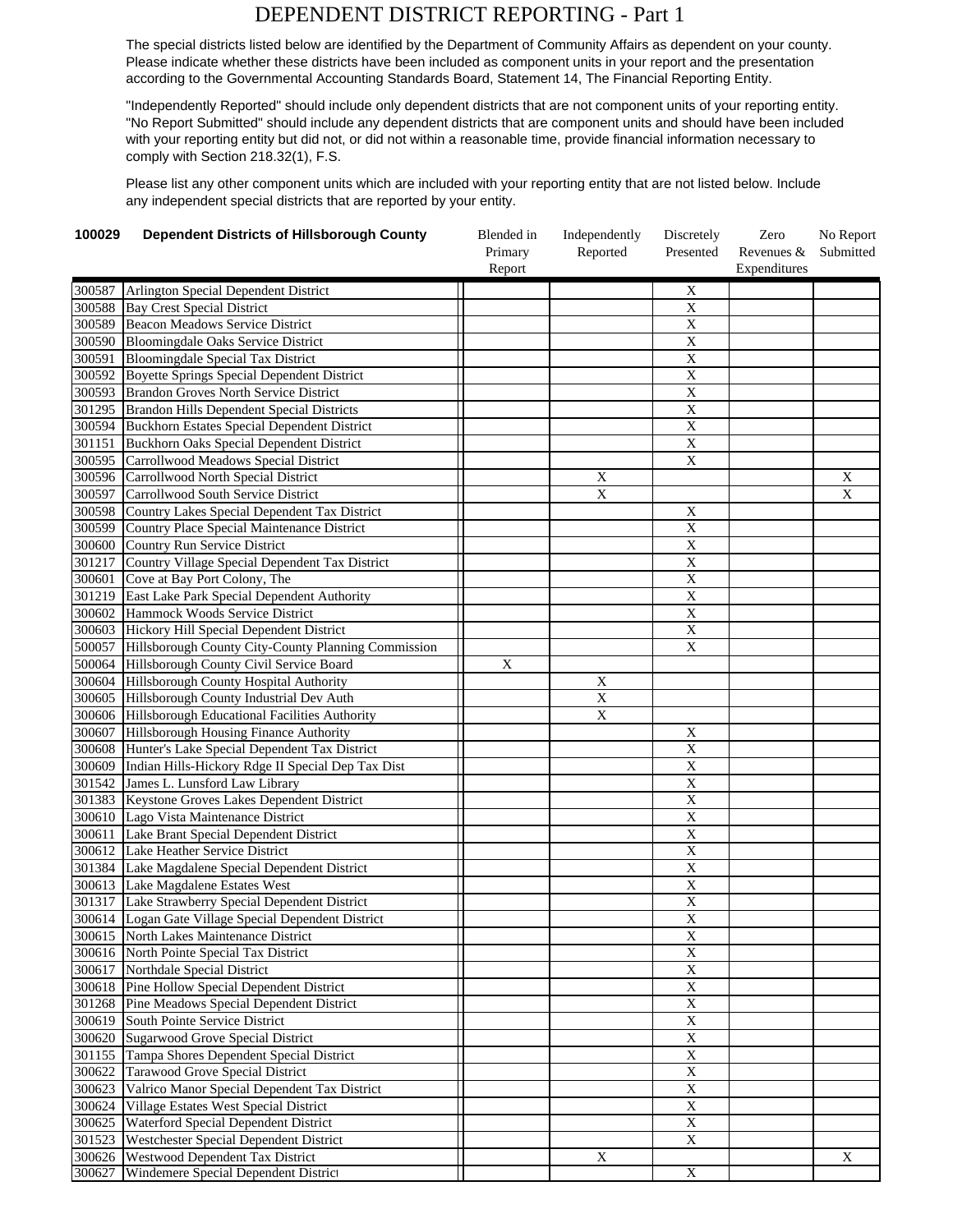# DEPENDENT DISTRICT REPORTING - Part 1

The special districts listed below are identified by the Department of Community Affairs as dependent on your county. Please indicate whether these districts have been included as component units in your report and the presentation according to the Governmental Accounting Standards Board, Statement 14, The Financial Reporting Entity.

"Independently Reported" should include only dependent districts that are not component units of your reporting entity. "No Report Submitted" should include any dependent districts that are component units and should have been included with your reporting entity but did not, or did not within a reasonable time, provide financial information necessary to comply with Section 218.32(1), F.S.

Please list any other component units which are included with your reporting entity that are not listed below. Include any independent special districts that are reported by your entity.

| 100029 | Dependent Districts of Hillsborough County | Blended in Primary Report | Independently Reported | Discretely Presented | Zero Revenues & Expenditures | No Report Submitted |
|---|---|---|---|---|---|---|
| 300587 | Arlington Special Dependent District | | | X | | |
| 300588 | Bay Crest Special District | | | X | | |
| 300589 | Beacon Meadows Service District | | | X | | |
| 300590 | Bloomingdale Oaks Service District | | | X | | |
| 300591 | Bloomingdale Special Tax District | | | X | | |
| 300592 | Boyette Springs Special Dependent District | | | X | | |
| 300593 | Brandon Groves North Service District | | | X | | |
| 301295 | Brandon Hills Dependent Special Districts | | | X | | |
| 300594 | Buckhorn Estates Special Dependent District | | | X | | |
| 301151 | Buckhorn Oaks Special Dependent District | | | X | | |
| 300595 | Carrollwood Meadows Special District | | | X | | |
| 300596 | Carrollwood North Special District | | X | | | X |
| 300597 | Carrollwood South Service District | | X | | | X |
| 300598 | Country Lakes Special Dependent Tax District | | | X | | |
| 300599 | Country Place Special Maintenance District | | | X | | |
| 300600 | Country Run Service District | | | X | | |
| 301217 | Country Village Special Dependent Tax District | | | X | | |
| 300601 | Cove at Bay Port Colony, The | | | X | | |
| 301219 | East Lake Park Special Dependent Authority | | | X | | |
| 300602 | Hammock Woods Service District | | | X | | |
| 300603 | Hickory Hill Special Dependent District | | | X | | |
| 500057 | Hillsborough County City-County Planning Commission | | | X | | |
| 500064 | Hillsborough County Civil Service Board | X | | | | |
| 300604 | Hillsborough County Hospital Authority | | X | | | |
| 300605 | Hillsborough County Industrial Dev Auth | | X | | | |
| 300606 | Hillsborough Educational Facilities Authority | | X | | | |
| 300607 | Hillsborough Housing Finance Authority | | | X | | |
| 300608 | Hunter's Lake Special Dependent Tax District | | | X | | |
| 300609 | Indian Hills-Hickory Rdge II Special Dep Tax Dist | | | X | | |
| 301542 | James L. Lunsford Law Library | | | X | | |
| 301383 | Keystone Groves Lakes Dependent District | | | X | | |
| 300610 | Lago Vista Maintenance District | | | X | | |
| 300611 | Lake Brant Special Dependent District | | | X | | |
| 300612 | Lake Heather Service District | | | X | | |
| 301384 | Lake Magdalene Special Dependent District | | | X | | |
| 300613 | Lake Magdalene Estates West | | | X | | |
| 301317 | Lake Strawberry Special Dependent District | | | X | | |
| 300614 | Logan Gate Village Special Dependent District | | | X | | |
| 300615 | North Lakes Maintenance District | | | X | | |
| 300616 | North Pointe Special Tax District | | | X | | |
| 300617 | Northdale Special District | | | X | | |
| 300618 | Pine Hollow Special Dependent District | | | X | | |
| 301268 | Pine Meadows Special Dependent District | | | X | | |
| 300619 | South Pointe Service District | | | X | | |
| 300620 | Sugarwood Grove Special District | | | X | | |
| 301155 | Tampa Shores Dependent Special District | | | X | | |
| 300622 | Tarawood Grove Special District | | | X | | |
| 300623 | Valrico Manor Special Dependent Tax District | | | X | | |
| 300624 | Village Estates West Special District | | | X | | |
| 300625 | Waterford Special Dependent District | | | X | | |
| 301523 | Westchester Special Dependent District | | | X | | |
| 300626 | Westwood Dependent Tax District | | X | | | X |
| 300627 | Windemere Special Dependent District | | | X | | |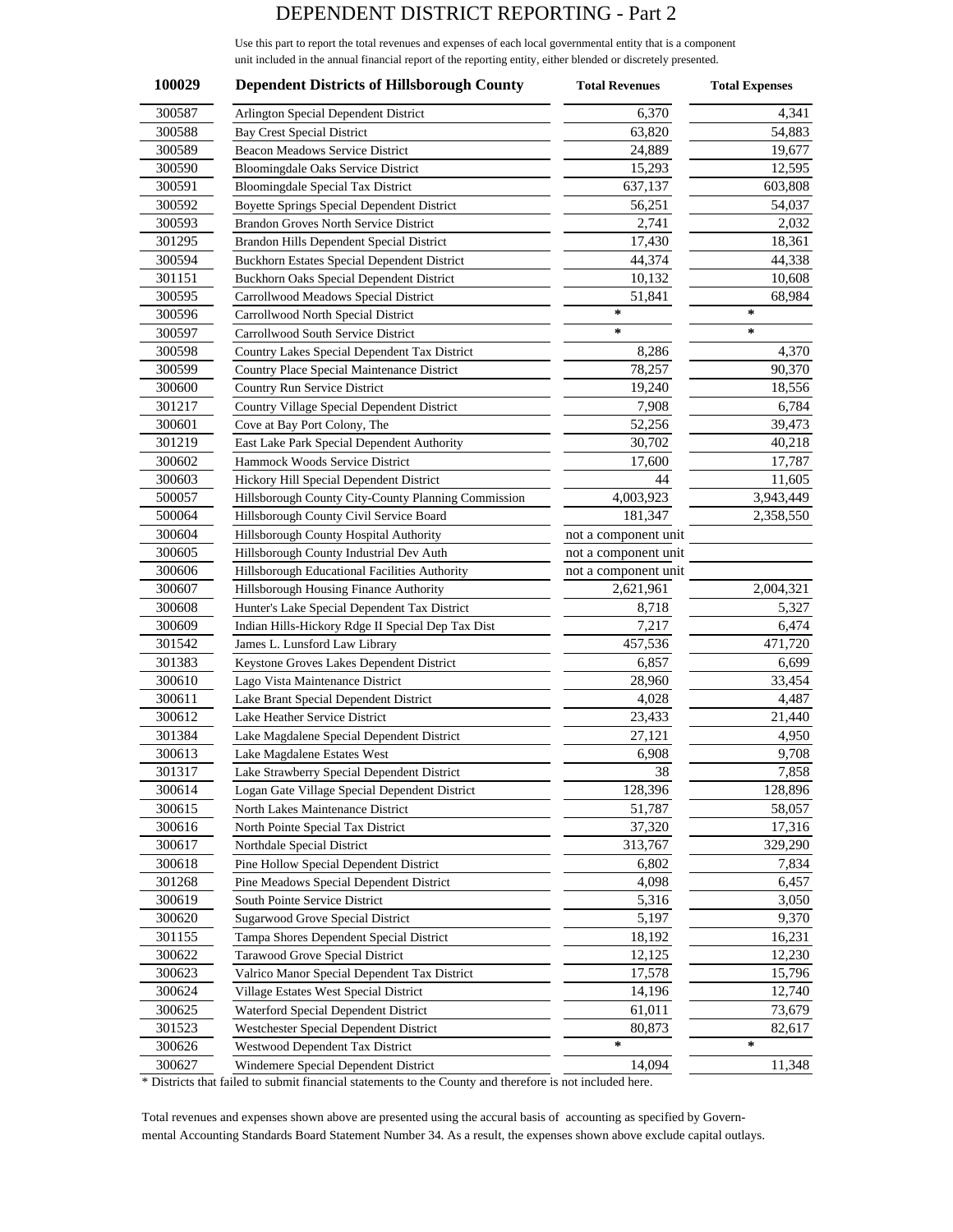# DEPENDENT DISTRICT REPORTING - Part 2

Use this part to report the total revenues and expenses of each local governmental entity that is a component unit included in the annual financial report of the reporting entity, either blended or discretely presented.

| 100029 | Dependent Districts of Hillsborough County | Total Revenues | Total Expenses |
|---|---|---|---|
| 300587 | Arlington Special Dependent District | 6,370 | 4,341 |
| 300588 | Bay Crest Special District | 63,820 | 54,883 |
| 300589 | Beacon Meadows Service District | 24,889 | 19,677 |
| 300590 | Bloomingdale Oaks Service District | 15,293 | 12,595 |
| 300591 | Bloomingdale Special Tax District | 637,137 | 603,808 |
| 300592 | Boyette Springs Special Dependent District | 56,251 | 54,037 |
| 300593 | Brandon Groves North Service District | 2,741 | 2,032 |
| 301295 | Brandon Hills Dependent Special District | 17,430 | 18,361 |
| 300594 | Buckhorn Estates Special Dependent District | 44,374 | 44,338 |
| 301151 | Buckhorn Oaks Special Dependent District | 10,132 | 10,608 |
| 300595 | Carrollwood Meadows Special District | 51,841 | 68,984 |
| 300596 | Carrollwood North Special District | * | * |
| 300597 | Carrollwood South Service District | * | * |
| 300598 | Country Lakes Special Dependent Tax District | 8,286 | 4,370 |
| 300599 | Country Place Special Maintenance District | 78,257 | 90,370 |
| 300600 | Country Run Service District | 19,240 | 18,556 |
| 301217 | Country Village Special Dependent District | 7,908 | 6,784 |
| 300601 | Cove at Bay Port Colony, The | 52,256 | 39,473 |
| 301219 | East Lake Park Special Dependent Authority | 30,702 | 40,218 |
| 300602 | Hammock Woods Service District | 17,600 | 17,787 |
| 300603 | Hickory Hill Special Dependent District | 44 | 11,605 |
| 500057 | Hillsborough County City-County Planning Commission | 4,003,923 | 3,943,449 |
| 500064 | Hillsborough County Civil Service Board | 181,347 | 2,358,550 |
| 300604 | Hillsborough County Hospital Authority | not a component unit | |
| 300605 | Hillsborough County Industrial Dev Auth | not a component unit | |
| 300606 | Hillsborough Educational Facilities Authority | not a component unit | |
| 300607 | Hillsborough Housing Finance Authority | 2,621,961 | 2,004,321 |
| 300608 | Hunter's Lake Special Dependent Tax District | 8,718 | 5,327 |
| 300609 | Indian Hills-Hickory Rdge II Special Dep Tax Dist | 7,217 | 6,474 |
| 301542 | James L. Lunsford Law Library | 457,536 | 471,720 |
| 301383 | Keystone Groves Lakes Dependent District | 6,857 | 6,699 |
| 300610 | Lago Vista Maintenance District | 28,960 | 33,454 |
| 300611 | Lake Brant Special Dependent District | 4,028 | 4,487 |
| 300612 | Lake Heather Service District | 23,433 | 21,440 |
| 301384 | Lake Magdalene Special Dependent District | 27,121 | 4,950 |
| 300613 | Lake Magdalene Estates West | 6,908 | 9,708 |
| 301317 | Lake Strawberry Special Dependent District | 38 | 7,858 |
| 300614 | Logan Gate Village Special Dependent District | 128,396 | 128,896 |
| 300615 | North Lakes Maintenance District | 51,787 | 58,057 |
| 300616 | North Pointe Special Tax District | 37,320 | 17,316 |
| 300617 | Northdale Special District | 313,767 | 329,290 |
| 300618 | Pine Hollow Special Dependent District | 6,802 | 7,834 |
| 301268 | Pine Meadows Special Dependent District | 4,098 | 6,457 |
| 300619 | South Pointe Service District | 5,316 | 3,050 |
| 300620 | Sugarwood Grove Special District | 5,197 | 9,370 |
| 301155 | Tampa Shores Dependent Special District | 18,192 | 16,231 |
| 300622 | Tarawood Grove Special District | 12,125 | 12,230 |
| 300623 | Valrico Manor Special Dependent Tax District | 17,578 | 15,796 |
| 300624 | Village Estates West Special District | 14,196 | 12,740 |
| 300625 | Waterford Special Dependent District | 61,011 | 73,679 |
| 301523 | Westchester Special Dependent District | 80,873 | 82,617 |
| 300626 | Westwood Dependent Tax District | * | * |
| 300627 | Windemere Special Dependent District | 14,094 | 11,348 |

* Districts that failed to submit financial statements to the County and therefore is not included here.

Total revenues and expenses shown above are presented using the accural basis of accounting as specified by Governmental Accounting Standards Board Statement Number 34. As a result, the expenses shown above exclude capital outlays.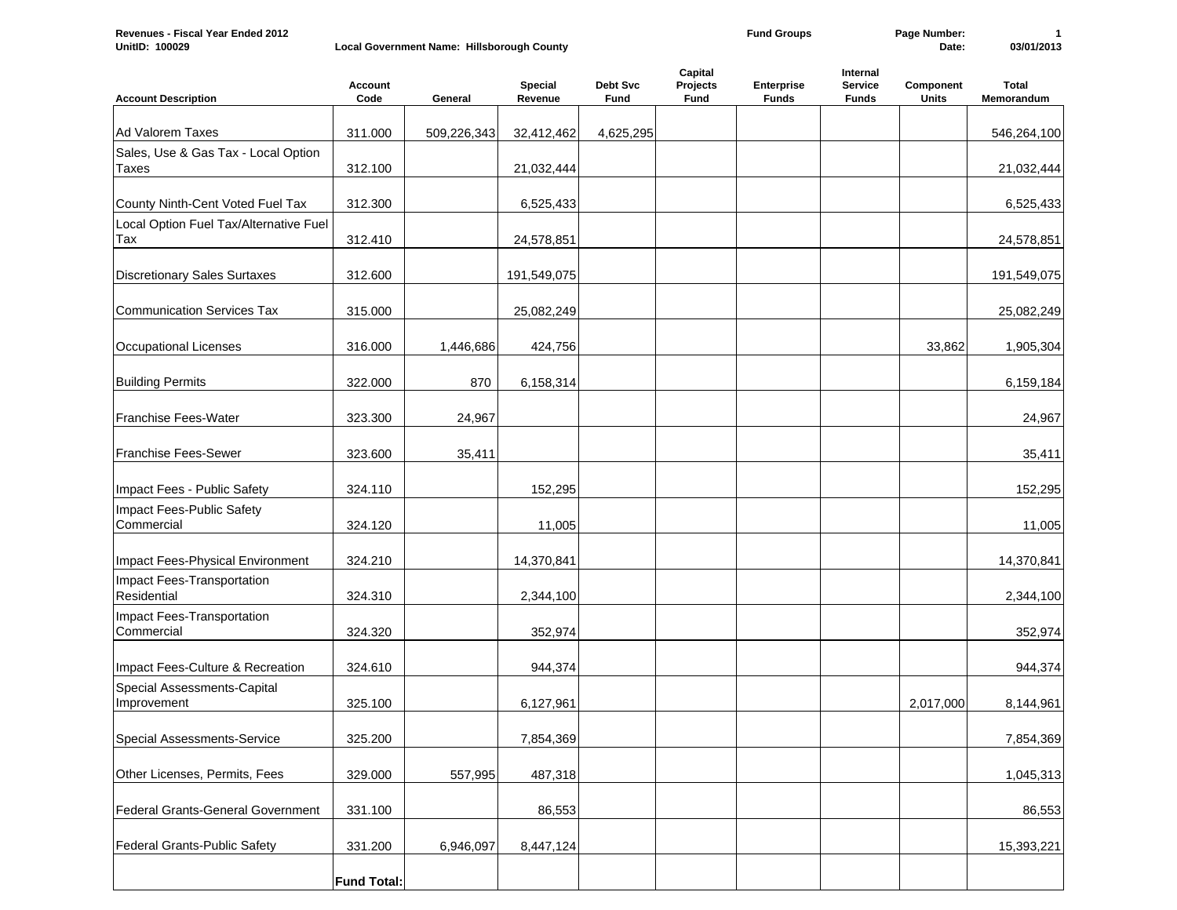**Revenues - Fiscal Year Ended 2012**
**UnitID: 100029**

**Local Government Name: Hillsborough County**

**Fund Groups**

**Date: 03/01/2013**

| Account Description | Account Code | General | Special Revenue | Debt Svc Fund | Capital Projects Fund | Enterprise Funds | Internal Service Funds | Component Units | Total Memorandum |
|---|---|---|---|---|---|---|---|---|---|
| Ad Valorem Taxes | 311.000 | 509,226,343 | 32,412,462 | 4,625,295 | | | | | 546,264,100 |
| Sales, Use & Gas Tax - Local Option Taxes | 312.100 | | 21,032,444 | | | | | | 21,032,444 |
| County Ninth-Cent Voted Fuel Tax | 312.300 | | 6,525,433 | | | | | | 6,525,433 |
| Local Option Fuel Tax/Alternative Fuel Tax | 312.410 | | 24,578,851 | | | | | | 24,578,851 |
| Discretionary Sales Surtaxes | 312.600 | | 191,549,075 | | | | | | 191,549,075 |
| Communication Services Tax | 315.000 | | 25,082,249 | | | | | | 25,082,249 |
| Occupational Licenses | 316.000 | 1,446,686 | 424,756 | | | | | 33,862 | 1,905,304 |
| Building Permits | 322.000 | 870 | 6,158,314 | | | | | | 6,159,184 |
| Franchise Fees-Water | 323.300 | 24,967 | | | | | | | 24,967 |
| Franchise Fees-Sewer | 323.600 | 35,411 | | | | | | | 35,411 |
| Impact Fees - Public Safety | 324.110 | | 152,295 | | | | | | 152,295 |
| Impact Fees-Public Safety Commercial | 324.120 | | 11,005 | | | | | | 11,005 |
| Impact Fees-Physical Environment | 324.210 | | 14,370,841 | | | | | | 14,370,841 |
| Impact Fees-Transportation Residential | 324.310 | | 2,344,100 | | | | | | 2,344,100 |
| Impact Fees-Transportation Commercial | 324.320 | | 352,974 | | | | | | 352,974 |
| Impact Fees-Culture & Recreation | 324.610 | | 944,374 | | | | | | 944,374 |
| Special Assessments-Capital Improvement | 325.100 | | 6,127,961 | | | | | 2,017,000 | 8,144,961 |
| Special Assessments-Service | 325.200 | | 7,854,369 | | | | | | 7,854,369 |
| Other Licenses, Permits, Fees | 329.000 | 557,995 | 487,318 | | | | | | 1,045,313 |
| Federal Grants-General Government | 331.100 | | 86,553 | | | | | | 86,553 |
| Federal Grants-Public Safety | 331.200 | 6,946,097 | 8,447,124 | | | | | | 15,393,221 |
| | **Fund Total:** | | | | | | | | |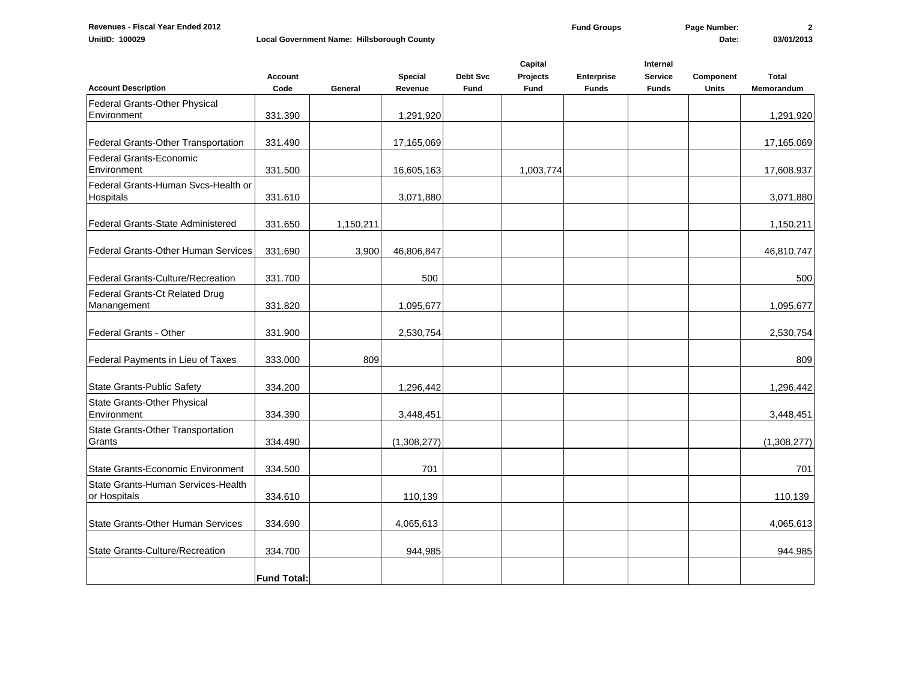Revenues - Fiscal Year Ended 2012

UnitID: 100029 Local Government Name: Hillsborough County

Fund Groups

Date: 03/01/2013

| Account Description | Account Code | General | Special Revenue | Debt Svc Fund | Capital Projects Fund | Enterprise Funds | Internal Service Funds | Component Units | Total Memorandum |
|---|---|---|---|---|---|---|---|---|---|
| Federal Grants-Other Physical Environment | 331.390 | | 1,291,920 | | | | | | 1,291,920 |
| Federal Grants-Other Transportation | 331.490 | | 17,165,069 | | | | | | 17,165,069 |
| Federal Grants-Economic Environment | 331.500 | | 16,605,163 | | 1,003,774 | | | | 17,608,937 |
| Federal Grants-Human Svcs-Health or Hospitals | 331.610 | | 3,071,880 | | | | | | 3,071,880 |
| Federal Grants-State Administered | 331.650 | 1,150,211 | | | | | | | 1,150,211 |
| Federal Grants-Other Human Services | 331.690 | 3,900 | 46,806,847 | | | | | | 46,810,747 |
| Federal Grants-Culture/Recreation | 331.700 | | 500 | | | | | | 500 |
| Federal Grants-Ct Related Drug Manangement | 331.820 | | 1,095,677 | | | | | | 1,095,677 |
| Federal Grants - Other | 331.900 | | 2,530,754 | | | | | | 2,530,754 |
| Federal Payments in Lieu of Taxes | 333.000 | 809 | | | | | | | 809 |
| State Grants-Public Safety | 334.200 | | 1,296,442 | | | | | | 1,296,442 |
| State Grants-Other Physical Environment | 334.390 | | 3,448,451 | | | | | | 3,448,451 |
| State Grants-Other Transportation Grants | 334.490 | | (1,308,277) | | | | | | (1,308,277) |
| State Grants-Economic Environment | 334.500 | | 701 | | | | | | 701 |
| State Grants-Human Services-Health or Hospitals | 334.610 | | 110,139 | | | | | | 110,139 |
| State Grants-Other Human Services | 334.690 | | 4,065,613 | | | | | | 4,065,613 |
| State Grants-Culture/Recreation | 334.700 | | 944,985 | | | | | | 944,985 |
| | **Fund Total:** | | | | | | | | |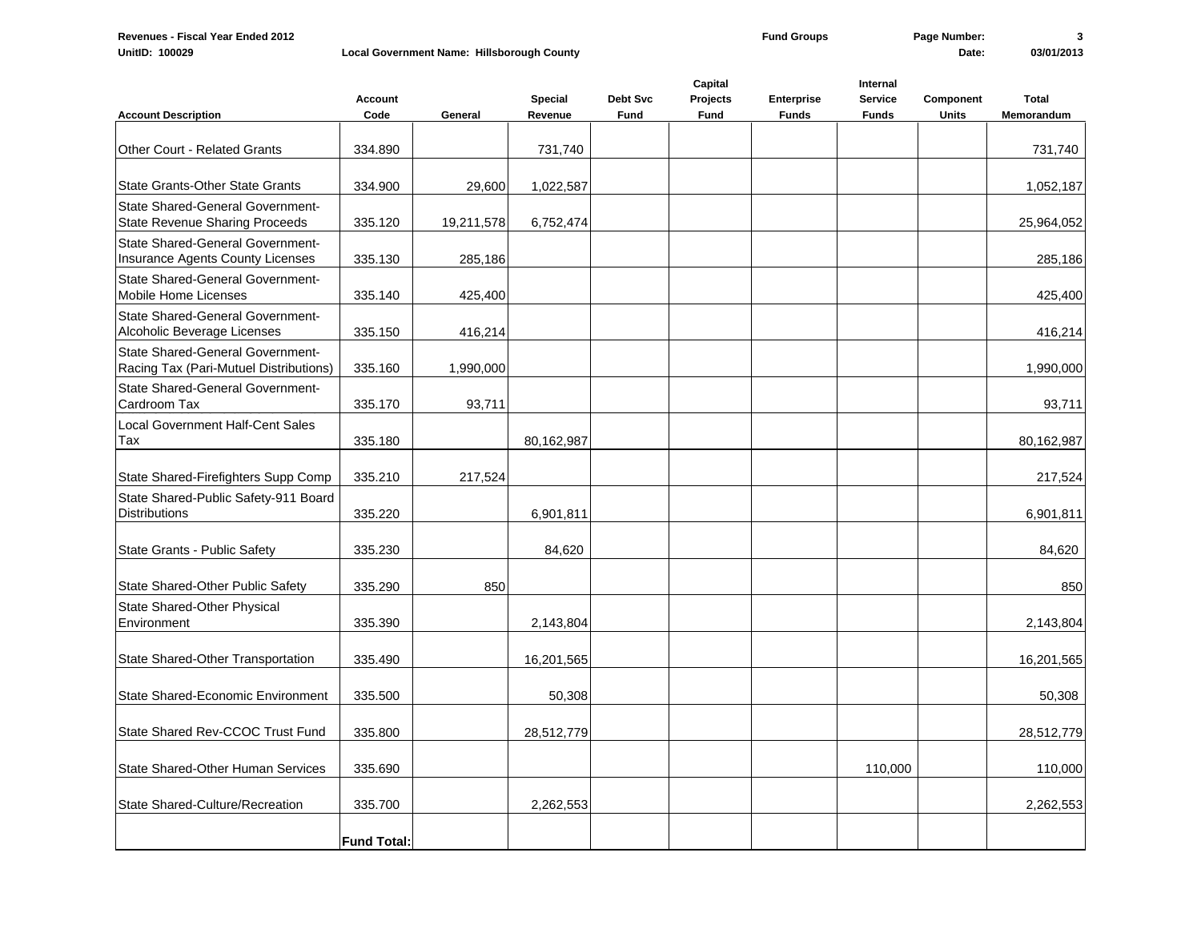Revenues - Fiscal Year Ended 2012

UnitID: 100029 Local Government Name: Hillsborough County

Fund Groups

Date: 03/01/2013

| Account Description | Account Code | General | Special Revenue | Debt Svc Fund | Capital Projects Fund | Enterprise Funds | Internal Service Funds | Component Units | Total Memorandum |
|---|---|---|---|---|---|---|---|---|---|
| Other Court - Related Grants | 334.890 | | 731,740 | | | | | | 731,740 |
| State Grants-Other State Grants | 334.900 | 29,600 | 1,022,587 | | | | | | 1,052,187 |
| State Shared-General Government-State Revenue Sharing Proceeds | 335.120 | 19,211,578 | 6,752,474 | | | | | | 25,964,052 |
| State Shared-General Government-Insurance Agents County Licenses | 335.130 | 285,186 | | | | | | | 285,186 |
| State Shared-General Government-Mobile Home Licenses | 335.140 | 425,400 | | | | | | | 425,400 |
| State Shared-General Government-Alcoholic Beverage Licenses | 335.150 | 416,214 | | | | | | | 416,214 |
| State Shared-General Government-Racing Tax (Pari-Mutuel Distributions) | 335.160 | 1,990,000 | | | | | | | 1,990,000 |
| State Shared-General Government-Cardroom Tax | 335.170 | 93,711 | | | | | | | 93,711 |
| Local Government Half-Cent Sales Tax | 335.180 | | 80,162,987 | | | | | | 80,162,987 |
| State Shared-Firefighters Supp Comp | 335.210 | 217,524 | | | | | | | 217,524 |
| State Shared-Public Safety-911 Board Distributions | 335.220 | | 6,901,811 | | | | | | 6,901,811 |
| State Grants - Public Safety | 335.230 | | 84,620 | | | | | | 84,620 |
| State Shared-Other Public Safety | 335.290 | 850 | | | | | | | 850 |
| State Shared-Other Physical Environment | 335.390 | | 2,143,804 | | | | | | 2,143,804 |
| State Shared-Other Transportation | 335.490 | | 16,201,565 | | | | | | 16,201,565 |
| State Shared-Economic Environment | 335.500 | | 50,308 | | | | | | 50,308 |
| State Shared Rev-CCOC Trust Fund | 335.800 | | 28,512,779 | | | | | | 28,512,779 |
| State Shared-Other Human Services | 335.690 | | | | | | 110,000 | | 110,000 |
| State Shared-Culture/Recreation | 335.700 | | 2,262,553 | | | | | | 2,262,553 |
| | **Fund Total:** | | | | | | | | |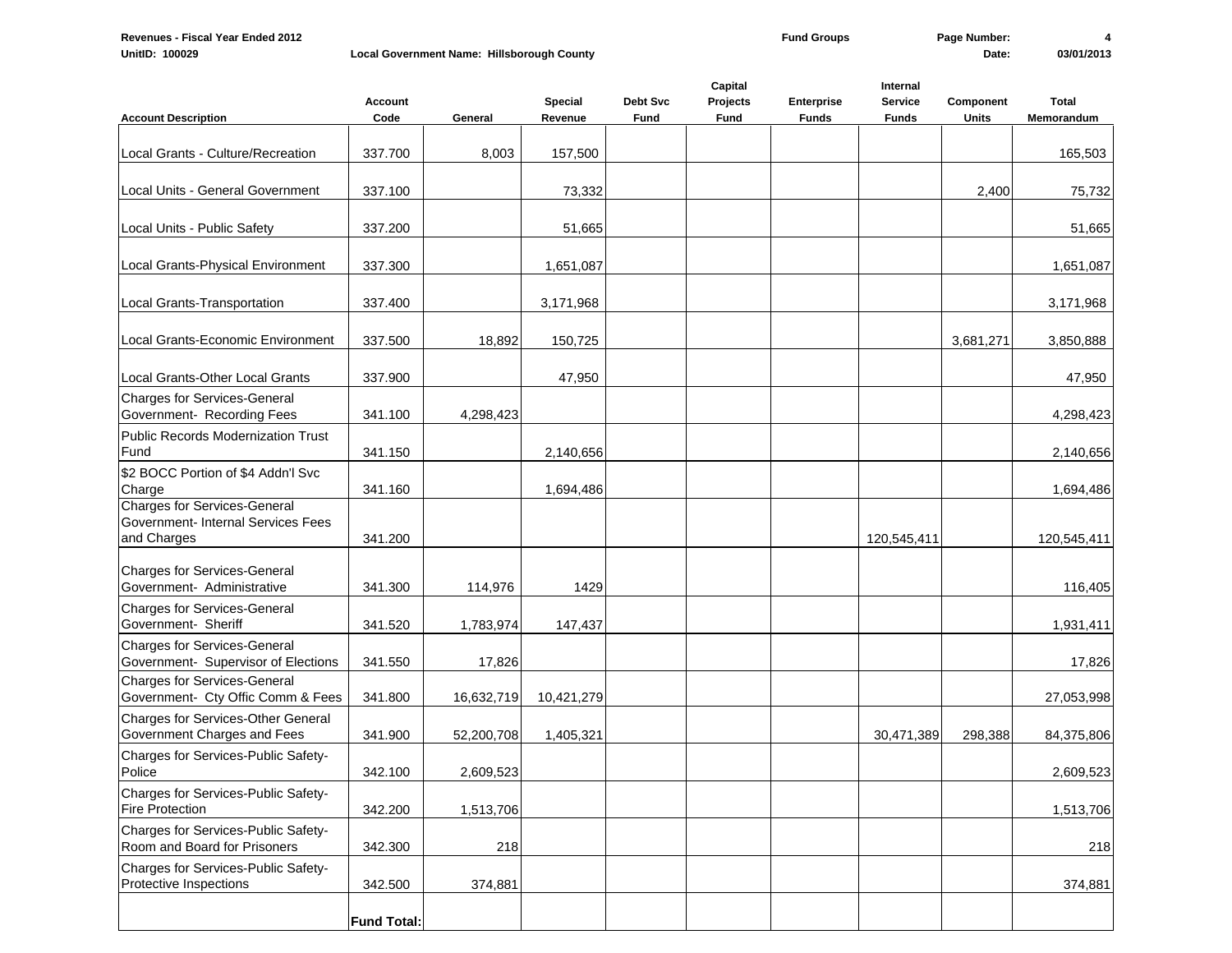Revenues - Fiscal Year Ended 2012 | Fund Groups

UnitID: 100029 | Local Government Name: Hillsborough County | Date: 03/01/2013

| Account Description | Account Code | General | Special Revenue | Debt Svc Fund | Capital Projects Fund | Enterprise Funds | Internal Service Funds | Component Units | Total Memorandum |
|---|---|---|---|---|---|---|---|---|---|
| Local Grants - Culture/Recreation | 337.700 | 8,003 | 157,500 | | | | | | 165,503 |
| Local Units - General Government | 337.100 | | 73,332 | | | | | 2,400 | 75,732 |
| Local Units - Public Safety | 337.200 | | 51,665 | | | | | | 51,665 |
| Local Grants-Physical Environment | 337.300 | | 1,651,087 | | | | | | 1,651,087 |
| Local Grants-Transportation | 337.400 | | 3,171,968 | | | | | | 3,171,968 |
| Local Grants-Economic Environment | 337.500 | 18,892 | 150,725 | | | | | 3,681,271 | 3,850,888 |
| Local Grants-Other Local Grants | 337.900 | | 47,950 | | | | | | 47,950 |
| Charges for Services-General Government- Recording Fees | 341.100 | 4,298,423 | | | | | | | 4,298,423 |
| Public Records Modernization Trust Fund | 341.150 | | 2,140,656 | | | | | | 2,140,656 |
| $2 BOCC Portion of $4 Addn'l Svc Charge | 341.160 | | 1,694,486 | | | | | | 1,694,486 |
| Charges for Services-General Government- Internal Services Fees and Charges | 341.200 | | | | | | 120,545,411 | | 120,545,411 |
| Charges for Services-General Government- Administrative | 341.300 | 114,976 | 1429 | | | | | | 116,405 |
| Charges for Services-General Government- Sheriff | 341.520 | 1,783,974 | 147,437 | | | | | | 1,931,411 |
| Charges for Services-General Government- Supervisor of Elections | 341.550 | 17,826 | | | | | | | 17,826 |
| Charges for Services-General Government- Cty Offic Comm & Fees | 341.800 | 16,632,719 | 10,421,279 | | | | | | 27,053,998 |
| Charges for Services-Other General Government Charges and Fees | 341.900 | 52,200,708 | 1,405,321 | | | | 30,471,389 | 298,388 | 84,375,806 |
| Charges for Services-Public Safety-Police | 342.100 | 2,609,523 | | | | | | | 2,609,523 |
| Charges for Services-Public Safety-Fire Protection | 342.200 | 1,513,706 | | | | | | | 1,513,706 |
| Charges for Services-Public Safety-Room and Board for Prisoners | 342.300 | 218 | | | | | | | 218 |
| Charges for Services-Public Safety-Protective Inspections | 342.500 | 374,881 | | | | | | | 374,881 |
| | **Fund Total:** | | | | | | | | |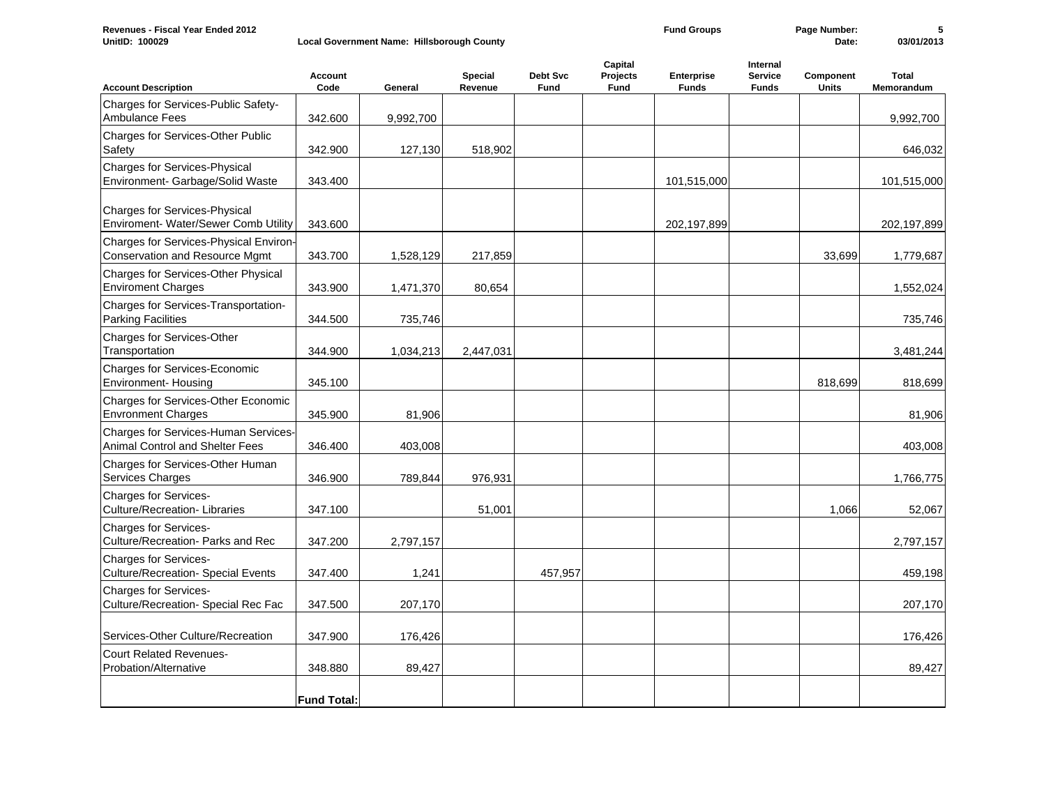**Revenues - Fiscal Year Ended 2012**
**UnitID: 100029** **Local Government Name: Hillsborough County** **Fund Groups** **Page Number: 5** **Date: 03/01/2013**

| Account Description | Account Code | General | Special Revenue | Debt Svc Fund | Capital Projects Fund | Enterprise Funds | Internal Service Funds | Component Units | Total Memorandum |
|---|---|---|---|---|---|---|---|---|---|
| Charges for Services-Public Safety-Ambulance Fees | 342.600 | 9,992,700 | | | | | | | 9,992,700 |
| Charges for Services-Other Public Safety | 342.900 | 127,130 | 518,902 | | | | | | 646,032 |
| Charges for Services-Physical Environment- Garbage/Solid Waste | 343.400 | | | | | 101,515,000 | | | 101,515,000 |
| Charges for Services-Physical Enviroment- Water/Sewer Comb Utility | 343.600 | | | | | 202,197,899 | | | 202,197,899 |
| Charges for Services-Physical Environ-Conservation and Resource Mgmt | 343.700 | 1,528,129 | 217,859 | | | | | 33,699 | 1,779,687 |
| Charges for Services-Other Physical Enviroment Charges | 343.900 | 1,471,370 | 80,654 | | | | | | 1,552,024 |
| Charges for Services-Transportation-Parking Facilities | 344.500 | 735,746 | | | | | | | 735,746 |
| Charges for Services-Other Transportation | 344.900 | 1,034,213 | 2,447,031 | | | | | | 3,481,244 |
| Charges for Services-Economic Environment- Housing | 345.100 | | | | | | | 818,699 | 818,699 |
| Charges for Services-Other Economic Envronment Charges | 345.900 | 81,906 | | | | | | | 81,906 |
| Charges for Services-Human Services-Animal Control and Shelter Fees | 346.400 | 403,008 | | | | | | | 403,008 |
| Charges for Services-Other Human Services Charges | 346.900 | 789,844 | 976,931 | | | | | | 1,766,775 |
| Charges for Services-Culture/Recreation- Libraries | 347.100 | | 51,001 | | | | | 1,066 | 52,067 |
| Charges for Services-Culture/Recreation- Parks and Rec | 347.200 | 2,797,157 | | | | | | | 2,797,157 |
| Charges for Services-Culture/Recreation- Special Events | 347.400 | 1,241 | | 457,957 | | | | | 459,198 |
| Charges for Services-Culture/Recreation- Special Rec Fac | 347.500 | 207,170 | | | | | | | 207,170 |
| Services-Other Culture/Recreation | 347.900 | 176,426 | | | | | | | 176,426 |
| Court Related Revenues-Probation/Alternative | 348.880 | 89,427 | | | | | | | 89,427 |
| | **Fund Total:** | | | | | | | | |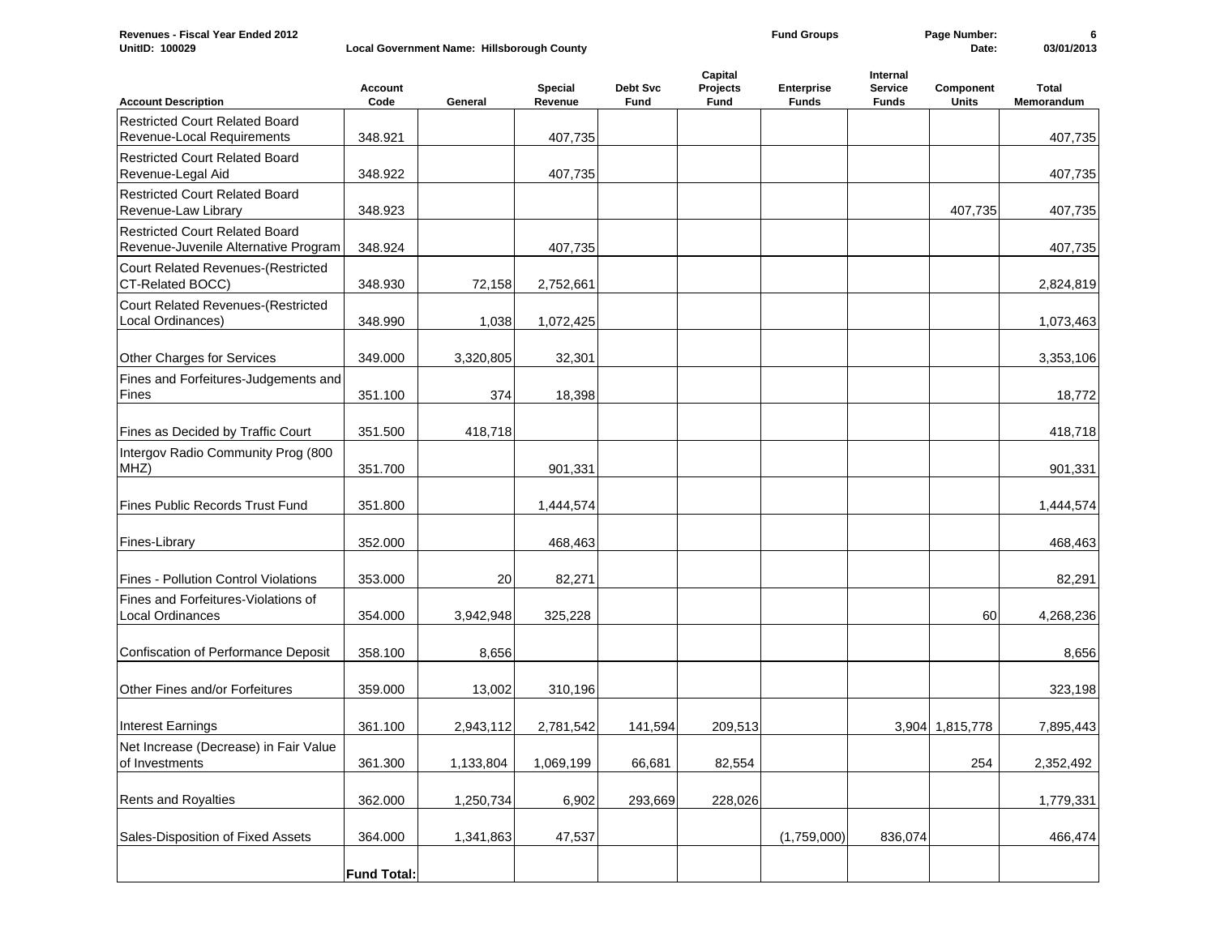**Revenues - Fiscal Year Ended 2012** | **Fund Groups** | **Page Number: 6**

**UnitID: 100029** | **Local Government Name: Hillsborough County** | **Date: 03/01/2013**

| Account Description | Account Code | General | Special Revenue | Debt Svc Fund | Capital Projects Fund | Enterprise Funds | Internal Service Funds | Component Units | Total Memorandum |
|---|---|---|---|---|---|---|---|---|---|
| Restricted Court Related Board Revenue-Local Requirements | 348.921 | | 407,735 | | | | | | 407,735 |
| Restricted Court Related Board Revenue-Legal Aid | 348.922 | | 407,735 | | | | | | 407,735 |
| Restricted Court Related Board Revenue-Law Library | 348.923 | | | | | | | 407,735 | 407,735 |
| Restricted Court Related Board Revenue-Juvenile Alternative Program | 348.924 | | 407,735 | | | | | | 407,735 |
| Court Related Revenues-(Restricted CT-Related BOCC) | 348.930 | 72,158 | 2,752,661 | | | | | | 2,824,819 |
| Court Related Revenues-(Restricted Local Ordinances) | 348.990 | 1,038 | 1,072,425 | | | | | | 1,073,463 |
| Other Charges for Services | 349.000 | 3,320,805 | 32,301 | | | | | | 3,353,106 |
| Fines and Forfeitures-Judgements and Fines | 351.100 | 374 | 18,398 | | | | | | 18,772 |
| Fines as Decided by Traffic Court | 351.500 | 418,718 | | | | | | | 418,718 |
| Intergov Radio Community Prog (800 MHZ) | 351.700 | | 901,331 | | | | | | 901,331 |
| Fines Public Records Trust Fund | 351.800 | | 1,444,574 | | | | | | 1,444,574 |
| Fines-Library | 352.000 | | 468,463 | | | | | | 468,463 |
| Fines - Pollution Control Violations | 353.000 | 20 | 82,271 | | | | | | 82,291 |
| Fines and Forfeitures-Violations of Local Ordinances | 354.000 | 3,942,948 | 325,228 | | | | | 60 | 4,268,236 |
| Confiscation of Performance Deposit | 358.100 | 8,656 | | | | | | | 8,656 |
| Other Fines and/or Forfeitures | 359.000 | 13,002 | 310,196 | | | | | | 323,198 |
| Interest Earnings | 361.100 | 2,943,112 | 2,781,542 | 141,594 | 209,513 | | 3,904 | 1,815,778 | 7,895,443 |
| Net Increase (Decrease) in Fair Value of Investments | 361.300 | 1,133,804 | 1,069,199 | 66,681 | 82,554 | | | 254 | 2,352,492 |
| Rents and Royalties | 362.000 | 1,250,734 | 6,902 | 293,669 | 228,026 | | | | 1,779,331 |
| Sales-Disposition of Fixed Assets | 364.000 | 1,341,863 | 47,537 | | | (1,759,000) | 836,074 | | 466,474 |
| | **Fund Total:** | | | | | | | | |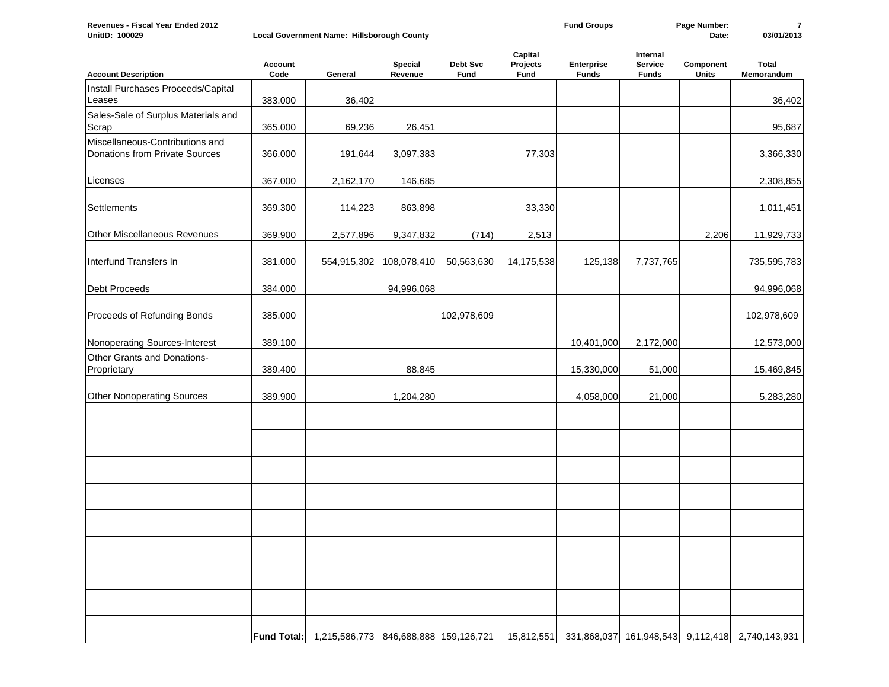**Revenues - Fiscal Year Ended 2012** | **UnitID: 100029** | **Local Government Name: Hillsborough County** | **Fund Groups** | **Date: 03/01/2013**

| Account Description | Account Code | General | Special Revenue | Debt Svc Fund | Capital Projects Fund | Enterprise Funds | Internal Service Funds | Component Units | Total Memorandum |
|---|---|---|---|---|---|---|---|---|---|
| Install Purchases Proceeds/Capital Leases | 383.000 | 36,402 | | | | | | | 36,402 |
| Sales-Sale of Surplus Materials and Scrap | 365.000 | 69,236 | 26,451 | | | | | | 95,687 |
| Miscellaneous-Contributions and Donations from Private Sources | 366.000 | 191,644 | 3,097,383 | | 77,303 | | | | 3,366,330 |
| Licenses | 367.000 | 2,162,170 | 146,685 | | | | | | 2,308,855 |
| Settlements | 369.300 | 114,223 | 863,898 | | 33,330 | | | | 1,011,451 |
| Other Miscellaneous Revenues | 369.900 | 2,577,896 | 9,347,832 | (714) | 2,513 | | | 2,206 | 11,929,733 |
| Interfund Transfers In | 381.000 | 554,915,302 | 108,078,410 | 50,563,630 | 14,175,538 | 125,138 | 7,737,765 | | 735,595,783 |
| Debt Proceeds | 384.000 | | 94,996,068 | | | | | | 94,996,068 |
| Proceeds of Refunding Bonds | 385.000 | | | 102,978,609 | | | | | 102,978,609 |
| Nonoperating Sources-Interest | 389.100 | | | | | 10,401,000 | 2,172,000 | | 12,573,000 |
| Other Grants and Donations-Proprietary | 389.400 | | 88,845 | | | 15,330,000 | 51,000 | | 15,469,845 |
| Other Nonoperating Sources | 389.900 | | 1,204,280 | | | 4,058,000 | 21,000 | | 5,283,280 |
| | **Fund Total:** | 1,215,586,773 | 846,688,888 | 159,126,721 | 15,812,551 | 331,868,037 | 161,948,543 | 9,112,418 | 2,740,143,931 |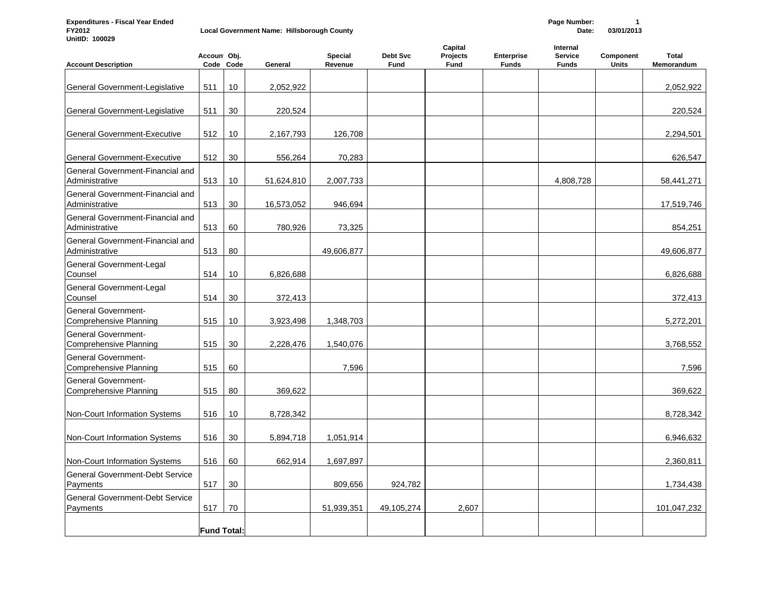**Expenditures - Fiscal Year Ended FY2012**
**UnitID: 100029**

**Local Government Name: Hillsborough County**

**Date: 03/01/2013**

| Account Description | Account Code | Obj. Code | General | Special Revenue | Debt Svc Fund | Capital Projects Fund | Enterprise Funds | Internal Service Funds | Component Units | Total Memorandum |
|---|---|---|---|---|---|---|---|---|---|---|
| General Government-Legislative | 511 | 10 | 2,052,922 | | | | | | | 2,052,922 |
| General Government-Legislative | 511 | 30 | 220,524 | | | | | | | 220,524 |
| General Government-Executive | 512 | 10 | 2,167,793 | 126,708 | | | | | | 2,294,501 |
| General Government-Executive | 512 | 30 | 556,264 | 70,283 | | | | | | 626,547 |
| General Government-Financial and Administrative | 513 | 10 | 51,624,810 | 2,007,733 | | | | 4,808,728 | | 58,441,271 |
| General Government-Financial and Administrative | 513 | 30 | 16,573,052 | 946,694 | | | | | | 17,519,746 |
| General Government-Financial and Administrative | 513 | 60 | 780,926 | 73,325 | | | | | | 854,251 |
| General Government-Financial and Administrative | 513 | 80 | | 49,606,877 | | | | | | 49,606,877 |
| General Government-Legal Counsel | 514 | 10 | 6,826,688 | | | | | | | 6,826,688 |
| General Government-Legal Counsel | 514 | 30 | 372,413 | | | | | | | 372,413 |
| General Government-Comprehensive Planning | 515 | 10 | 3,923,498 | 1,348,703 | | | | | | 5,272,201 |
| General Government-Comprehensive Planning | 515 | 30 | 2,228,476 | 1,540,076 | | | | | | 3,768,552 |
| General Government-Comprehensive Planning | 515 | 60 | | 7,596 | | | | | | 7,596 |
| General Government-Comprehensive Planning | 515 | 80 | 369,622 | | | | | | | 369,622 |
| Non-Court Information Systems | 516 | 10 | 8,728,342 | | | | | | | 8,728,342 |
| Non-Court Information Systems | 516 | 30 | 5,894,718 | 1,051,914 | | | | | | 6,946,632 |
| Non-Court Information Systems | 516 | 60 | 662,914 | 1,697,897 | | | | | | 2,360,811 |
| General Government-Debt Service Payments | 517 | 30 | | 809,656 | 924,782 | | | | | 1,734,438 |
| General Government-Debt Service Payments | 517 | 70 | | 51,939,351 | 49,105,274 | 2,607 | | | | 101,047,232 |
| | **Fund Total:** | | | | | | | | | |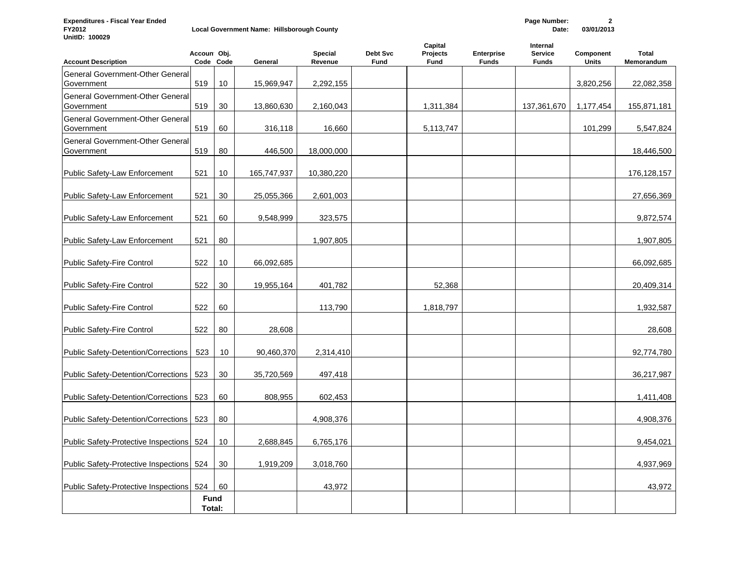Expenditures - Fiscal Year Ended FY2012

UnitID: 100029

Local Government Name: Hillsborough County

Date: 03/01/2013

| Account Description | Account Code | Obj. Code | General | Special Revenue | Debt Svc Fund | Capital Projects Fund | Enterprise Funds | Internal Service Funds | Component Units | Total Memorandum |
|---|---|---|---|---|---|---|---|---|---|---|
| General Government-Other General Government | 519 | 10 | 15,969,947 | 2,292,155 | | | | | 3,820,256 | 22,082,358 |
| General Government-Other General Government | 519 | 30 | 13,860,630 | 2,160,043 | | 1,311,384 | | 137,361,670 | 1,177,454 | 155,871,181 |
| General Government-Other General Government | 519 | 60 | 316,118 | 16,660 | | 5,113,747 | | | 101,299 | 5,547,824 |
| General Government-Other General Government | 519 | 80 | 446,500 | 18,000,000 | | | | | | 18,446,500 |
| Public Safety-Law Enforcement | 521 | 10 | 165,747,937 | 10,380,220 | | | | | | 176,128,157 |
| Public Safety-Law Enforcement | 521 | 30 | 25,055,366 | 2,601,003 | | | | | | 27,656,369 |
| Public Safety-Law Enforcement | 521 | 60 | 9,548,999 | 323,575 | | | | | | 9,872,574 |
| Public Safety-Law Enforcement | 521 | 80 | | 1,907,805 | | | | | | 1,907,805 |
| Public Safety-Fire Control | 522 | 10 | 66,092,685 | | | | | | | 66,092,685 |
| Public Safety-Fire Control | 522 | 30 | 19,955,164 | 401,782 | | 52,368 | | | | 20,409,314 |
| Public Safety-Fire Control | 522 | 60 | | 113,790 | | 1,818,797 | | | | 1,932,587 |
| Public Safety-Fire Control | 522 | 80 | 28,608 | | | | | | | 28,608 |
| Public Safety-Detention/Corrections | 523 | 10 | 90,460,370 | 2,314,410 | | | | | | 92,774,780 |
| Public Safety-Detention/Corrections | 523 | 30 | 35,720,569 | 497,418 | | | | | | 36,217,987 |
| Public Safety-Detention/Corrections | 523 | 60 | 808,955 | 602,453 | | | | | | 1,411,408 |
| Public Safety-Detention/Corrections | 523 | 80 | | 4,908,376 | | | | | | 4,908,376 |
| Public Safety-Protective Inspections | 524 | 10 | 2,688,845 | 6,765,176 | | | | | | 9,454,021 |
| Public Safety-Protective Inspections | 524 | 30 | 1,919,209 | 3,018,760 | | | | | | 4,937,969 |
| Public Safety-Protective Inspections | 524 | 60 | | 43,972 | | | | | | 43,972 |
| | Fund Total: | | | | | | | | | |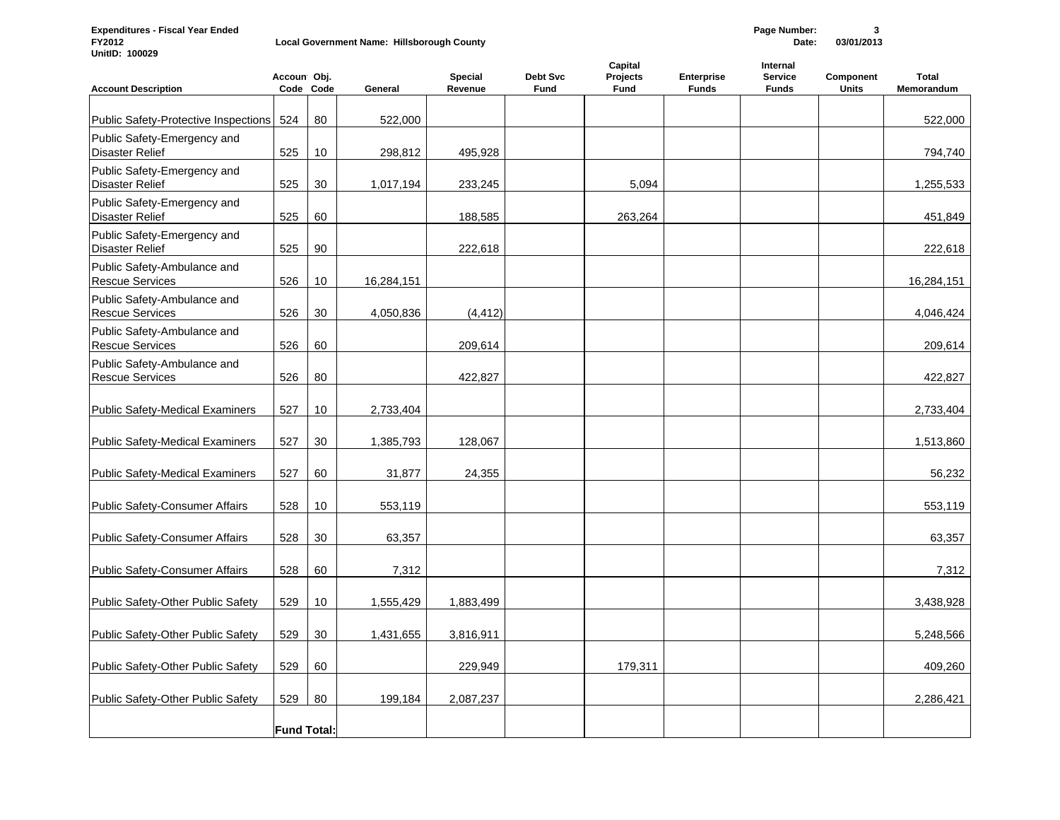**Expenditures - Fiscal Year Ended FY2012**
**UnitID: 100029**

**Local Government Name: Hillsborough County**

**Date: 03/01/2013**

| Account Description | Account Code | Obj. Code | General | Special Revenue | Debt Svc Fund | Capital Projects Fund | Enterprise Funds | Internal Service Funds | Component Units | Total Memorandum |
|---|---|---|---|---|---|---|---|---|---|---|
| Public Safety-Protective Inspections | 524 | 80 | 522,000 | | | | | | | 522,000 |
| Public Safety-Emergency and Disaster Relief | 525 | 10 | 298,812 | 495,928 | | | | | | 794,740 |
| Public Safety-Emergency and Disaster Relief | 525 | 30 | 1,017,194 | 233,245 | | 5,094 | | | | 1,255,533 |
| Public Safety-Emergency and Disaster Relief | 525 | 60 | | 188,585 | | 263,264 | | | | 451,849 |
| Public Safety-Emergency and Disaster Relief | 525 | 90 | | 222,618 | | | | | | 222,618 |
| Public Safety-Ambulance and Rescue Services | 526 | 10 | 16,284,151 | | | | | | | 16,284,151 |
| Public Safety-Ambulance and Rescue Services | 526 | 30 | 4,050,836 | (4,412) | | | | | | 4,046,424 |
| Public Safety-Ambulance and Rescue Services | 526 | 60 | | 209,614 | | | | | | 209,614 |
| Public Safety-Ambulance and Rescue Services | 526 | 80 | | 422,827 | | | | | | 422,827 |
| Public Safety-Medical Examiners | 527 | 10 | 2,733,404 | | | | | | | 2,733,404 |
| Public Safety-Medical Examiners | 527 | 30 | 1,385,793 | 128,067 | | | | | | 1,513,860 |
| Public Safety-Medical Examiners | 527 | 60 | 31,877 | 24,355 | | | | | | 56,232 |
| Public Safety-Consumer Affairs | 528 | 10 | 553,119 | | | | | | | 553,119 |
| Public Safety-Consumer Affairs | 528 | 30 | 63,357 | | | | | | | 63,357 |
| Public Safety-Consumer Affairs | 528 | 60 | 7,312 | | | | | | | 7,312 |
| Public Safety-Other Public Safety | 529 | 10 | 1,555,429 | 1,883,499 | | | | | | 3,438,928 |
| Public Safety-Other Public Safety | 529 | 30 | 1,431,655 | 3,816,911 | | | | | | 5,248,566 |
| Public Safety-Other Public Safety | 529 | 60 | | 229,949 | | 179,311 | | | | 409,260 |
| Public Safety-Other Public Safety | 529 | 80 | 199,184 | 2,087,237 | | | | | | 2,286,421 |
| | **Fund Total:** | | | | | | | | | |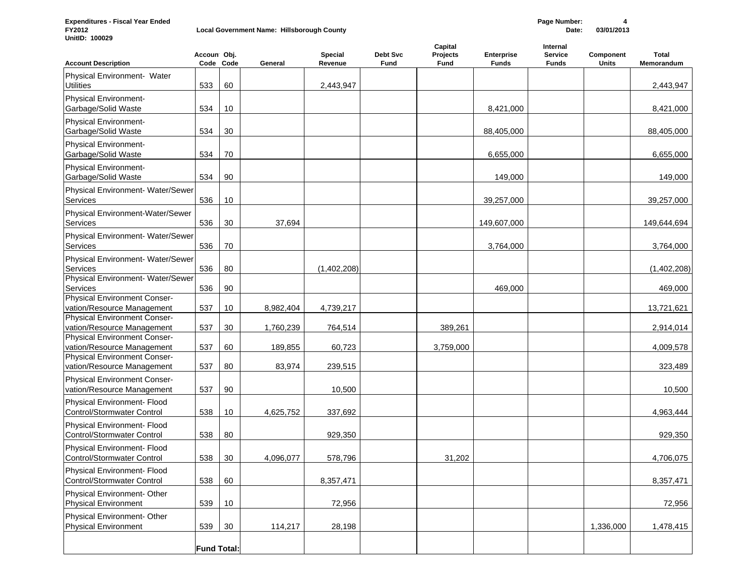**Expenditures - Fiscal Year Ended FY2012**
**UnitID: 100029**

**Local Government Name: Hillsborough County**

**Date: 03/01/2013**

| Account Description | Account Code | Obj. Code | General | Special Revenue | Debt Svc Fund | Capital Projects Fund | Enterprise Funds | Internal Service Funds | Component Units | Total Memorandum |
|---|---|---|---|---|---|---|---|---|---|---|
| Physical Environment- Water Utilities | 533 | 60 | | 2,443,947 | | | | | | 2,443,947 |
| Physical Environment- Garbage/Solid Waste | 534 | 10 | | | | | 8,421,000 | | | 8,421,000 |
| Physical Environment- Garbage/Solid Waste | 534 | 30 | | | | | 88,405,000 | | | 88,405,000 |
| Physical Environment- Garbage/Solid Waste | 534 | 70 | | | | | 6,655,000 | | | 6,655,000 |
| Physical Environment- Garbage/Solid Waste | 534 | 90 | | | | | 149,000 | | | 149,000 |
| Physical Environment- Water/Sewer Services | 536 | 10 | | | | | 39,257,000 | | | 39,257,000 |
| Physical Environment-Water/Sewer Services | 536 | 30 | 37,694 | | | | 149,607,000 | | | 149,644,694 |
| Physical Environment- Water/Sewer Services | 536 | 70 | | | | | 3,764,000 | | | 3,764,000 |
| Physical Environment- Water/Sewer Services | 536 | 80 | | (1,402,208) | | | | | | (1,402,208) |
| Physical Environment- Water/Sewer Services | 536 | 90 | | | | | 469,000 | | | 469,000 |
| Physical Environment Conser-vation/Resource Management | 537 | 10 | 8,982,404 | 4,739,217 | | | | | | 13,721,621 |
| Physical Environment Conser-vation/Resource Management | 537 | 30 | 1,760,239 | 764,514 | | 389,261 | | | | 2,914,014 |
| Physical Environment Conser-vation/Resource Management | 537 | 60 | 189,855 | 60,723 | | 3,759,000 | | | | 4,009,578 |
| Physical Environment Conser-vation/Resource Management | 537 | 80 | 83,974 | 239,515 | | | | | | 323,489 |
| Physical Environment Conser-vation/Resource Management | 537 | 90 | | 10,500 | | | | | | 10,500 |
| Physical Environment- Flood Control/Stormwater Control | 538 | 10 | 4,625,752 | 337,692 | | | | | | 4,963,444 |
| Physical Environment- Flood Control/Stormwater Control | 538 | 80 | | 929,350 | | | | | | 929,350 |
| Physical Environment- Flood Control/Stormwater Control | 538 | 30 | 4,096,077 | 578,796 | | 31,202 | | | | 4,706,075 |
| Physical Environment- Flood Control/Stormwater Control | 538 | 60 | | 8,357,471 | | | | | | 8,357,471 |
| Physical Environment- Other Physical Environment | 539 | 10 | | 72,956 | | | | | | 72,956 |
| Physical Environment- Other Physical Environment | 539 | 30 | 114,217 | 28,198 | | | | | 1,336,000 | 1,478,415 |
| | **Fund Total:** | | | | | | | | | |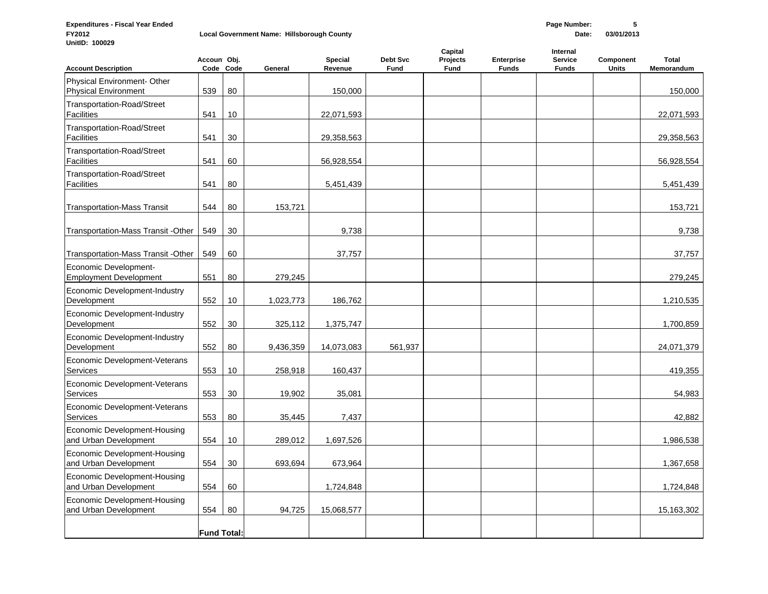Expenditures - Fiscal Year Ended
FY2012
UnitID: 100029

Local Government Name: Hillsborough County

Date: 03/01/2013

| Account Description | Account Code | Obj. Code | General | Special Revenue | Debt Svc Fund | Capital Projects Fund | Enterprise Funds | Internal Service Funds | Component Units | Total Memorandum |
|---|---|---|---|---|---|---|---|---|---|---|
| Physical Environment- Other Physical Environment | 539 | 80 | | 150,000 | | | | | | 150,000 |
| Transportation-Road/Street Facilities | 541 | 10 | | 22,071,593 | | | | | | 22,071,593 |
| Transportation-Road/Street Facilities | 541 | 30 | | 29,358,563 | | | | | | 29,358,563 |
| Transportation-Road/Street Facilities | 541 | 60 | | 56,928,554 | | | | | | 56,928,554 |
| Transportation-Road/Street Facilities | 541 | 80 | | 5,451,439 | | | | | | 5,451,439 |
| Transportation-Mass Transit | 544 | 80 | 153,721 | | | | | | | 153,721 |
| Transportation-Mass Transit -Other | 549 | 30 | | 9,738 | | | | | | 9,738 |
| Transportation-Mass Transit -Other | 549 | 60 | | 37,757 | | | | | | 37,757 |
| Economic Development-Employment Development | 551 | 80 | 279,245 | | | | | | | 279,245 |
| Economic Development-Industry Development | 552 | 10 | 1,023,773 | 186,762 | | | | | | 1,210,535 |
| Economic Development-Industry Development | 552 | 30 | 325,112 | 1,375,747 | | | | | | 1,700,859 |
| Economic Development-Industry Development | 552 | 80 | 9,436,359 | 14,073,083 | 561,937 | | | | | 24,071,379 |
| Economic Development-Veterans Services | 553 | 10 | 258,918 | 160,437 | | | | | | 419,355 |
| Economic Development-Veterans Services | 553 | 30 | 19,902 | 35,081 | | | | | | 54,983 |
| Economic Development-Veterans Services | 553 | 80 | 35,445 | 7,437 | | | | | | 42,882 |
| Economic Development-Housing and Urban Development | 554 | 10 | 289,012 | 1,697,526 | | | | | | 1,986,538 |
| Economic Development-Housing and Urban Development | 554 | 30 | 693,694 | 673,964 | | | | | | 1,367,658 |
| Economic Development-Housing and Urban Development | 554 | 60 | | 1,724,848 | | | | | | 1,724,848 |
| Economic Development-Housing and Urban Development | 554 | 80 | 94,725 | 15,068,577 | | | | | | 15,163,302 |
| | **Fund Total:** | | | | | | | | | |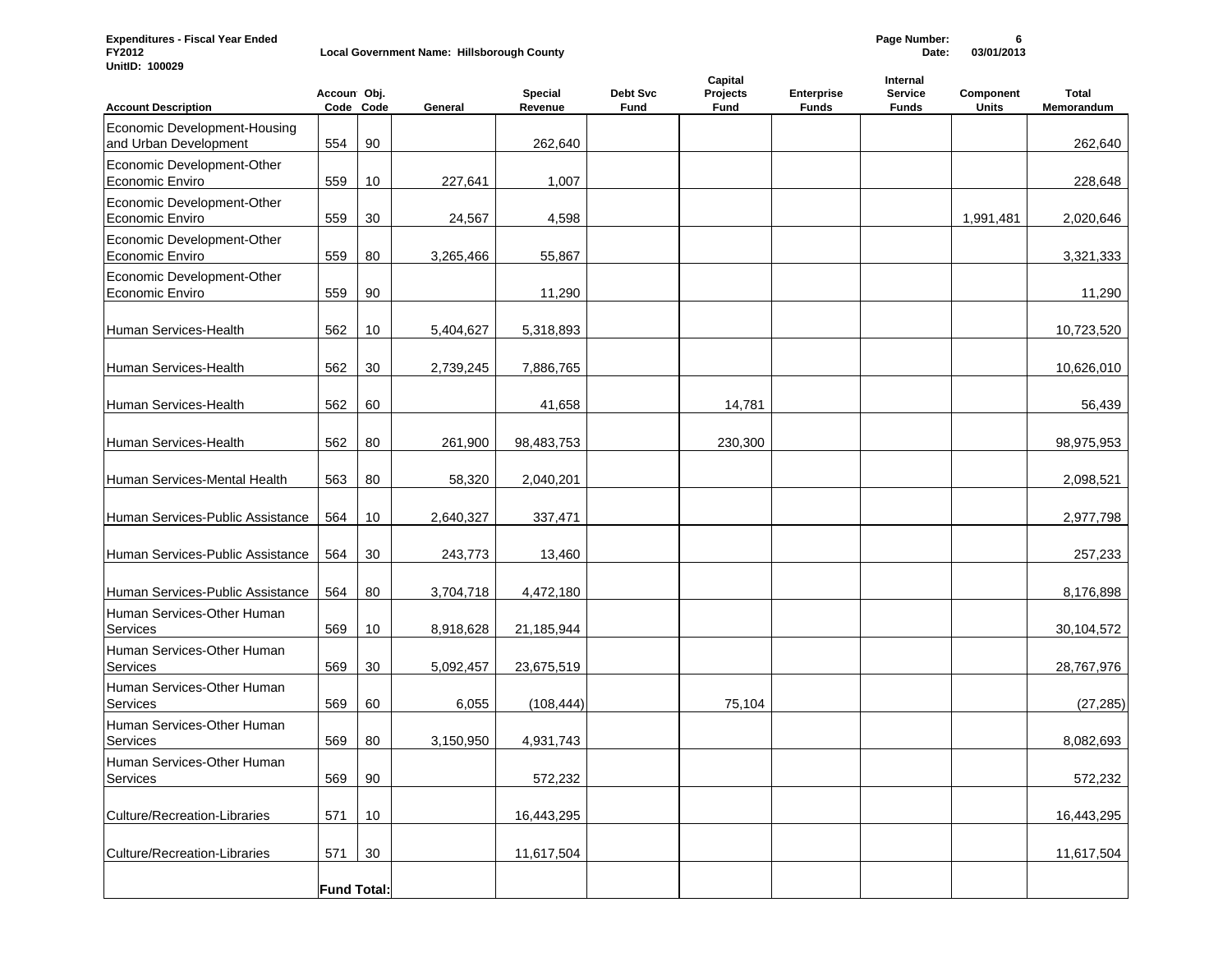Expenditures - Fiscal Year Ended
FY2012
UnitID: 100029

Local Government Name: Hillsborough County

Date: 03/01/2013

| Account Description | Account Code | Obj. Code | General | Special Revenue | Debt Svc Fund | Capital Projects Fund | Enterprise Funds | Internal Service Funds | Component Units | Total Memorandum |
|---|---|---|---|---|---|---|---|---|---|---|
| Economic Development-Housing and Urban Development | 554 | 90 | | 262,640 | | | | | | 262,640 |
| Economic Development-Other Economic Enviro | 559 | 10 | 227,641 | 1,007 | | | | | | 228,648 |
| Economic Development-Other Economic Enviro | 559 | 30 | 24,567 | 4,598 | | | | | 1,991,481 | 2,020,646 |
| Economic Development-Other Economic Enviro | 559 | 80 | 3,265,466 | 55,867 | | | | | | 3,321,333 |
| Economic Development-Other Economic Enviro | 559 | 90 | | 11,290 | | | | | | 11,290 |
| Human Services-Health | 562 | 10 | 5,404,627 | 5,318,893 | | | | | | 10,723,520 |
| Human Services-Health | 562 | 30 | 2,739,245 | 7,886,765 | | | | | | 10,626,010 |
| Human Services-Health | 562 | 60 | | 41,658 | | 14,781 | | | | 56,439 |
| Human Services-Health | 562 | 80 | 261,900 | 98,483,753 | | 230,300 | | | | 98,975,953 |
| Human Services-Mental Health | 563 | 80 | 58,320 | 2,040,201 | | | | | | 2,098,521 |
| Human Services-Public Assistance | 564 | 10 | 2,640,327 | 337,471 | | | | | | 2,977,798 |
| Human Services-Public Assistance | 564 | 30 | 243,773 | 13,460 | | | | | | 257,233 |
| Human Services-Public Assistance | 564 | 80 | 3,704,718 | 4,472,180 | | | | | | 8,176,898 |
| Human Services-Other Human Services | 569 | 10 | 8,918,628 | 21,185,944 | | | | | | 30,104,572 |
| Human Services-Other Human Services | 569 | 30 | 5,092,457 | 23,675,519 | | | | | | 28,767,976 |
| Human Services-Other Human Services | 569 | 60 | 6,055 | (108,444) | | 75,104 | | | | (27,285) |
| Human Services-Other Human Services | 569 | 80 | 3,150,950 | 4,931,743 | | | | | | 8,082,693 |
| Human Services-Other Human Services | 569 | 90 | | 572,232 | | | | | | 572,232 |
| Culture/Recreation-Libraries | 571 | 10 | | 16,443,295 | | | | | | 16,443,295 |
| Culture/Recreation-Libraries | 571 | 30 | | 11,617,504 | | | | | | 11,617,504 |
| | Fund Total: | | | | | | | | | |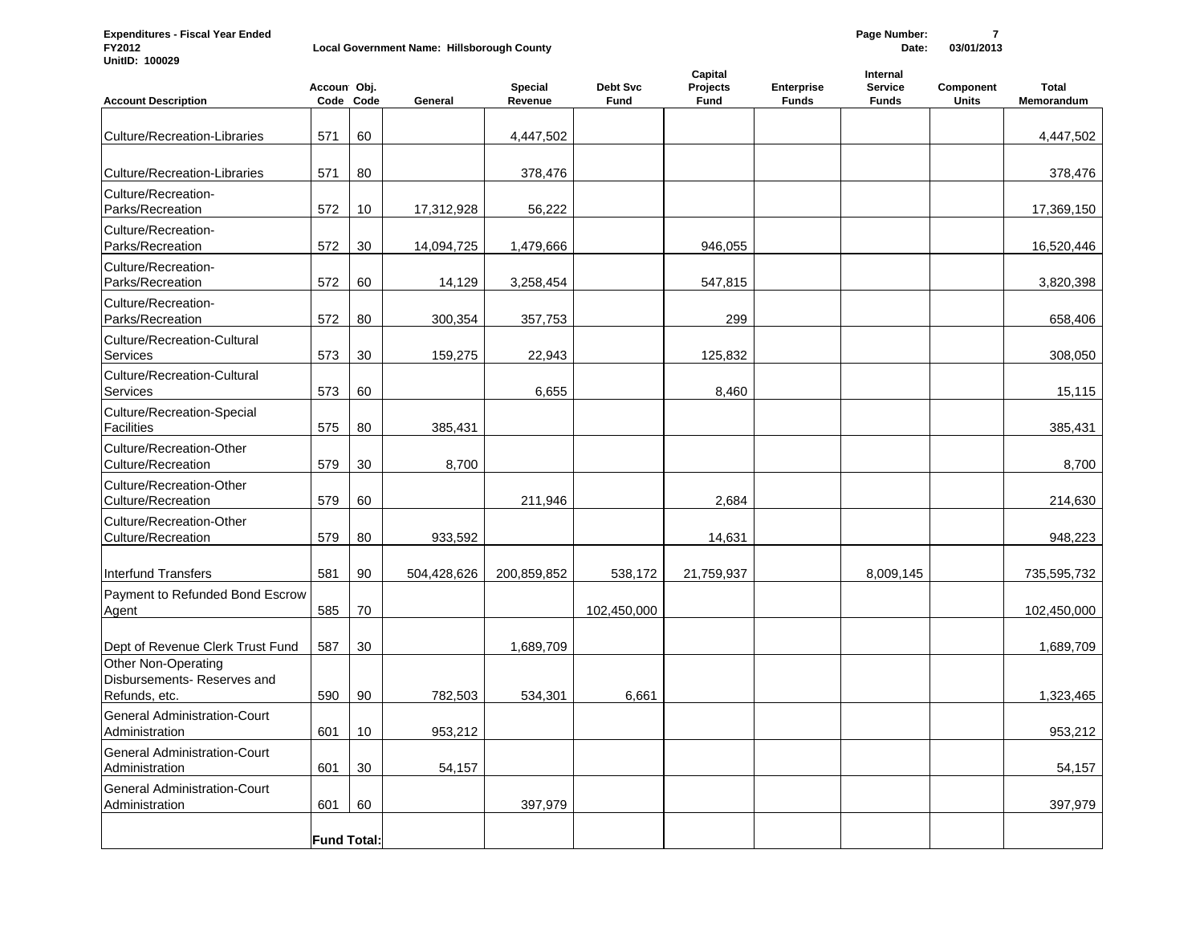**Expenditures - Fiscal Year Ended**
**FY2012**
**UnitID: 100029**

**Local Government Name: Hillsborough County**

**Date: 03/01/2013**

| Account Description | Account Code | Obj. Code | General | Special Revenue | Debt Svc Fund | Capital Projects Fund | Enterprise Funds | Internal Service Funds | Component Units | Total Memorandum |
|---|---|---|---|---|---|---|---|---|---|---|
| Culture/Recreation-Libraries | 571 | 60 | | 4,447,502 | | | | | | 4,447,502 |
| Culture/Recreation-Libraries | 571 | 80 | | 378,476 | | | | | | 378,476 |
| Culture/Recreation-Parks/Recreation | 572 | 10 | 17,312,928 | 56,222 | | | | | | 17,369,150 |
| Culture/Recreation-Parks/Recreation | 572 | 30 | 14,094,725 | 1,479,666 | | 946,055 | | | | 16,520,446 |
| Culture/Recreation-Parks/Recreation | 572 | 60 | 14,129 | 3,258,454 | | 547,815 | | | | 3,820,398 |
| Culture/Recreation-Parks/Recreation | 572 | 80 | 300,354 | 357,753 | | 299 | | | | 658,406 |
| Culture/Recreation-Cultural Services | 573 | 30 | 159,275 | 22,943 | | 125,832 | | | | 308,050 |
| Culture/Recreation-Cultural Services | 573 | 60 | | 6,655 | | 8,460 | | | | 15,115 |
| Culture/Recreation-Special Facilities | 575 | 80 | 385,431 | | | | | | | 385,431 |
| Culture/Recreation-Other Culture/Recreation | 579 | 30 | 8,700 | | | | | | | 8,700 |
| Culture/Recreation-Other Culture/Recreation | 579 | 60 | | 211,946 | | 2,684 | | | | 214,630 |
| Culture/Recreation-Other Culture/Recreation | 579 | 80 | 933,592 | | | 14,631 | | | | 948,223 |
| Interfund Transfers | 581 | 90 | 504,428,626 | 200,859,852 | 538,172 | 21,759,937 | | 8,009,145 | | 735,595,732 |
| Payment to Refunded Bond Escrow Agent | 585 | 70 | | | 102,450,000 | | | | | 102,450,000 |
| Dept of Revenue Clerk Trust Fund | 587 | 30 | | 1,689,709 | | | | | | 1,689,709 |
| Other Non-Operating Disbursements- Reserves and Refunds, etc. | 590 | 90 | 782,503 | 534,301 | 6,661 | | | | | 1,323,465 |
| General Administration-Court Administration | 601 | 10 | 953,212 | | | | | | | 953,212 |
| General Administration-Court Administration | 601 | 30 | 54,157 | | | | | | | 54,157 |
| General Administration-Court Administration | 601 | 60 | | 397,979 | | | | | | 397,979 |
| | **Fund Total:** | | | | | | | | | |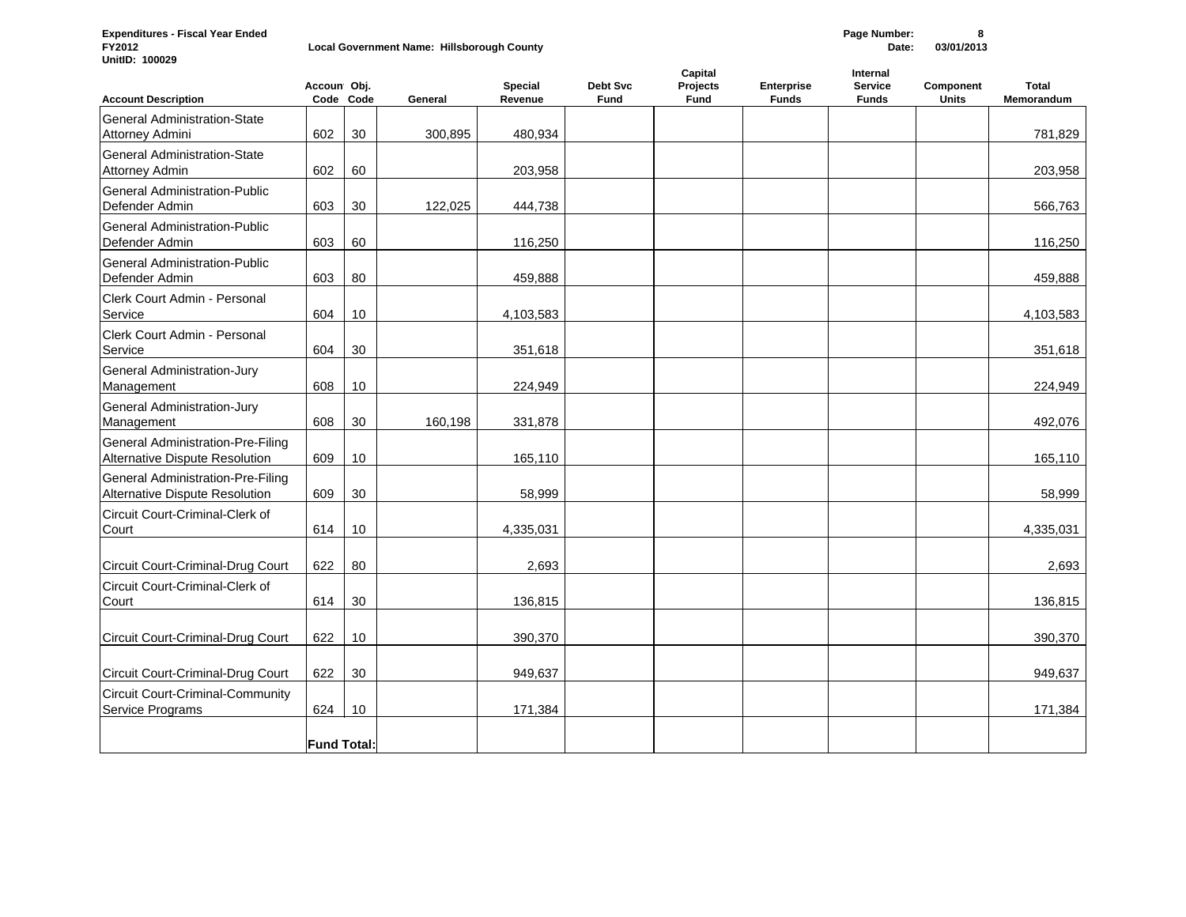**Expenditures - Fiscal Year Ended**
**FY2012**
**UnitID: 100029**

**Local Government Name: Hillsborough County**

**Date: 03/01/2013**

| Account Description | Account Code | Obj. Code | General | Special Revenue | Debt Svc Fund | Capital Projects Fund | Enterprise Funds | Internal Service Funds | Component Units | Total Memorandum |
|---|---|---|---|---|---|---|---|---|---|---|
| General Administration-State Attorney Admini | 602 | 30 | 300,895 | 480,934 | | | | | | 781,829 |
| General Administration-State Attorney Admin | 602 | 60 | | 203,958 | | | | | | 203,958 |
| General Administration-Public Defender Admin | 603 | 30 | 122,025 | 444,738 | | | | | | 566,763 |
| General Administration-Public Defender Admin | 603 | 60 | | 116,250 | | | | | | 116,250 |
| General Administration-Public Defender Admin | 603 | 80 | | 459,888 | | | | | | 459,888 |
| Clerk Court Admin - Personal Service | 604 | 10 | | 4,103,583 | | | | | | 4,103,583 |
| Clerk Court Admin - Personal Service | 604 | 30 | | 351,618 | | | | | | 351,618 |
| General Administration-Jury Management | 608 | 10 | | 224,949 | | | | | | 224,949 |
| General Administration-Jury Management | 608 | 30 | 160,198 | 331,878 | | | | | | 492,076 |
| General Administration-Pre-Filing Alternative Dispute Resolution | 609 | 10 | | 165,110 | | | | | | 165,110 |
| General Administration-Pre-Filing Alternative Dispute Resolution | 609 | 30 | | 58,999 | | | | | | 58,999 |
| Circuit Court-Criminal-Clerk of Court | 614 | 10 | | 4,335,031 | | | | | | 4,335,031 |
| Circuit Court-Criminal-Drug Court | 622 | 80 | | 2,693 | | | | | | 2,693 |
| Circuit Court-Criminal-Clerk of Court | 614 | 30 | | 136,815 | | | | | | 136,815 |
| Circuit Court-Criminal-Drug Court | 622 | 10 | | 390,370 | | | | | | 390,370 |
| Circuit Court-Criminal-Drug Court | 622 | 30 | | 949,637 | | | | | | 949,637 |
| Circuit Court-Criminal-Community Service Programs | 624 | 10 | | 171,384 | | | | | | 171,384 |
| | **Fund Total:** | | | | | | | | | |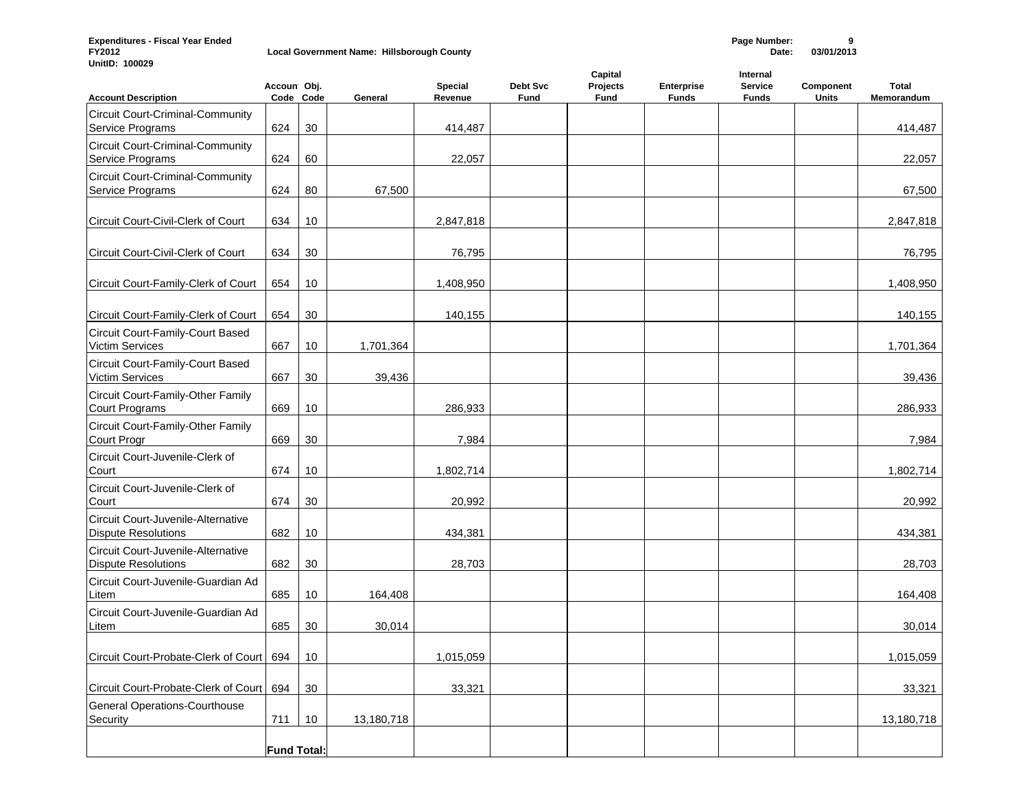**Expenditures - Fiscal Year Ended FY2012**
**UnitID: 100029**

**Local Government Name: Hillsborough County**

**Date: 03/01/2013**

| Account Description | Account Code | Obj. Code | General | Special Revenue | Debt Svc Fund | Capital Projects Fund | Enterprise Funds | Internal Service Funds | Component Units | Total Memorandum |
|---|---|---|---|---|---|---|---|---|---|---|
| Circuit Court-Criminal-Community Service Programs | 624 | 30 | | 414,487 | | | | | | 414,487 |
| Circuit Court-Criminal-Community Service Programs | 624 | 60 | | 22,057 | | | | | | 22,057 |
| Circuit Court-Criminal-Community Service Programs | 624 | 80 | 67,500 | | | | | | | 67,500 |
| Circuit Court-Civil-Clerk of Court | 634 | 10 | | 2,847,818 | | | | | | 2,847,818 |
| Circuit Court-Civil-Clerk of Court | 634 | 30 | | 76,795 | | | | | | 76,795 |
| Circuit Court-Family-Clerk of Court | 654 | 10 | | 1,408,950 | | | | | | 1,408,950 |
| Circuit Court-Family-Clerk of Court | 654 | 30 | | 140,155 | | | | | | 140,155 |
| Circuit Court-Family-Court Based Victim Services | 667 | 10 | 1,701,364 | | | | | | | 1,701,364 |
| Circuit Court-Family-Court Based Victim Services | 667 | 30 | 39,436 | | | | | | | 39,436 |
| Circuit Court-Family-Other Family Court Programs | 669 | 10 | | 286,933 | | | | | | 286,933 |
| Circuit Court-Family-Other Family Court Progr | 669 | 30 | | 7,984 | | | | | | 7,984 |
| Circuit Court-Juvenile-Clerk of Court | 674 | 10 | | 1,802,714 | | | | | | 1,802,714 |
| Circuit Court-Juvenile-Clerk of Court | 674 | 30 | | 20,992 | | | | | | 20,992 |
| Circuit Court-Juvenile-Alternative Dispute Resolutions | 682 | 10 | | 434,381 | | | | | | 434,381 |
| Circuit Court-Juvenile-Alternative Dispute Resolutions | 682 | 30 | | 28,703 | | | | | | 28,703 |
| Circuit Court-Juvenile-Guardian Ad Litem | 685 | 10 | 164,408 | | | | | | | 164,408 |
| Circuit Court-Juvenile-Guardian Ad Litem | 685 | 30 | 30,014 | | | | | | | 30,014 |
| Circuit Court-Probate-Clerk of Court | 694 | 10 | | 1,015,059 | | | | | | 1,015,059 |
| Circuit Court-Probate-Clerk of Court | 694 | 30 | | 33,321 | | | | | | 33,321 |
| General Operations-Courthouse Security | 711 | 10 | 13,180,718 | | | | | | | 13,180,718 |
| | **Fund Total:** | | | | | | | | | |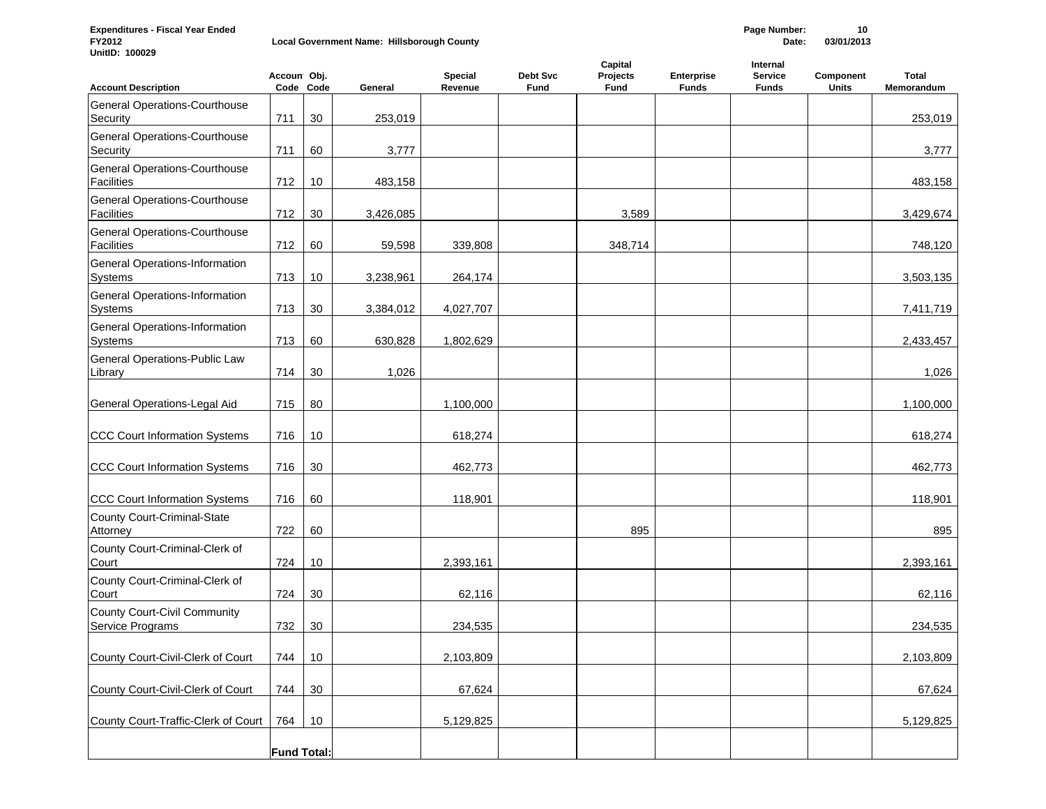**Expenditures - Fiscal Year Ended FY2012**
**UnitID: 100029**

**Local Government Name: Hillsborough County**

**Date: 03/01/2013**

| Account Description | Account Code | Obj. Code | General | Special Revenue | Debt Svc Fund | Capital Projects Fund | Enterprise Funds | Internal Service Funds | Component Units | Total Memorandum |
|---|---|---|---|---|---|---|---|---|---|---|
| General Operations-Courthouse Security | 711 | 30 | 253,019 | | | | | | | 253,019 |
| General Operations-Courthouse Security | 711 | 60 | 3,777 | | | | | | | 3,777 |
| General Operations-Courthouse Facilities | 712 | 10 | 483,158 | | | | | | | 483,158 |
| General Operations-Courthouse Facilities | 712 | 30 | 3,426,085 | | | 3,589 | | | | 3,429,674 |
| General Operations-Courthouse Facilities | 712 | 60 | 59,598 | 339,808 | | 348,714 | | | | 748,120 |
| General Operations-Information Systems | 713 | 10 | 3,238,961 | 264,174 | | | | | | 3,503,135 |
| General Operations-Information Systems | 713 | 30 | 3,384,012 | 4,027,707 | | | | | | 7,411,719 |
| General Operations-Information Systems | 713 | 60 | 630,828 | 1,802,629 | | | | | | 2,433,457 |
| General Operations-Public Law Library | 714 | 30 | 1,026 | | | | | | | 1,026 |
| General Operations-Legal Aid | 715 | 80 | | 1,100,000 | | | | | | 1,100,000 |
| CCC Court Information Systems | 716 | 10 | | 618,274 | | | | | | 618,274 |
| CCC Court Information Systems | 716 | 30 | | 462,773 | | | | | | 462,773 |
| CCC Court Information Systems | 716 | 60 | | 118,901 | | | | | | 118,901 |
| County Court-Criminal-State Attorney | 722 | 60 | | | | 895 | | | | 895 |
| County Court-Criminal-Clerk of Court | 724 | 10 | | 2,393,161 | | | | | | 2,393,161 |
| County Court-Criminal-Clerk of Court | 724 | 30 | | 62,116 | | | | | | 62,116 |
| County Court-Civil Community Service Programs | 732 | 30 | | 234,535 | | | | | | 234,535 |
| County Court-Civil-Clerk of Court | 744 | 10 | | 2,103,809 | | | | | | 2,103,809 |
| County Court-Civil-Clerk of Court | 744 | 30 | | 67,624 | | | | | | 67,624 |
| County Court-Traffic-Clerk of Court | 764 | 10 | | 5,129,825 | | | | | | 5,129,825 |
| | **Fund Total:** | | | | | | | | | |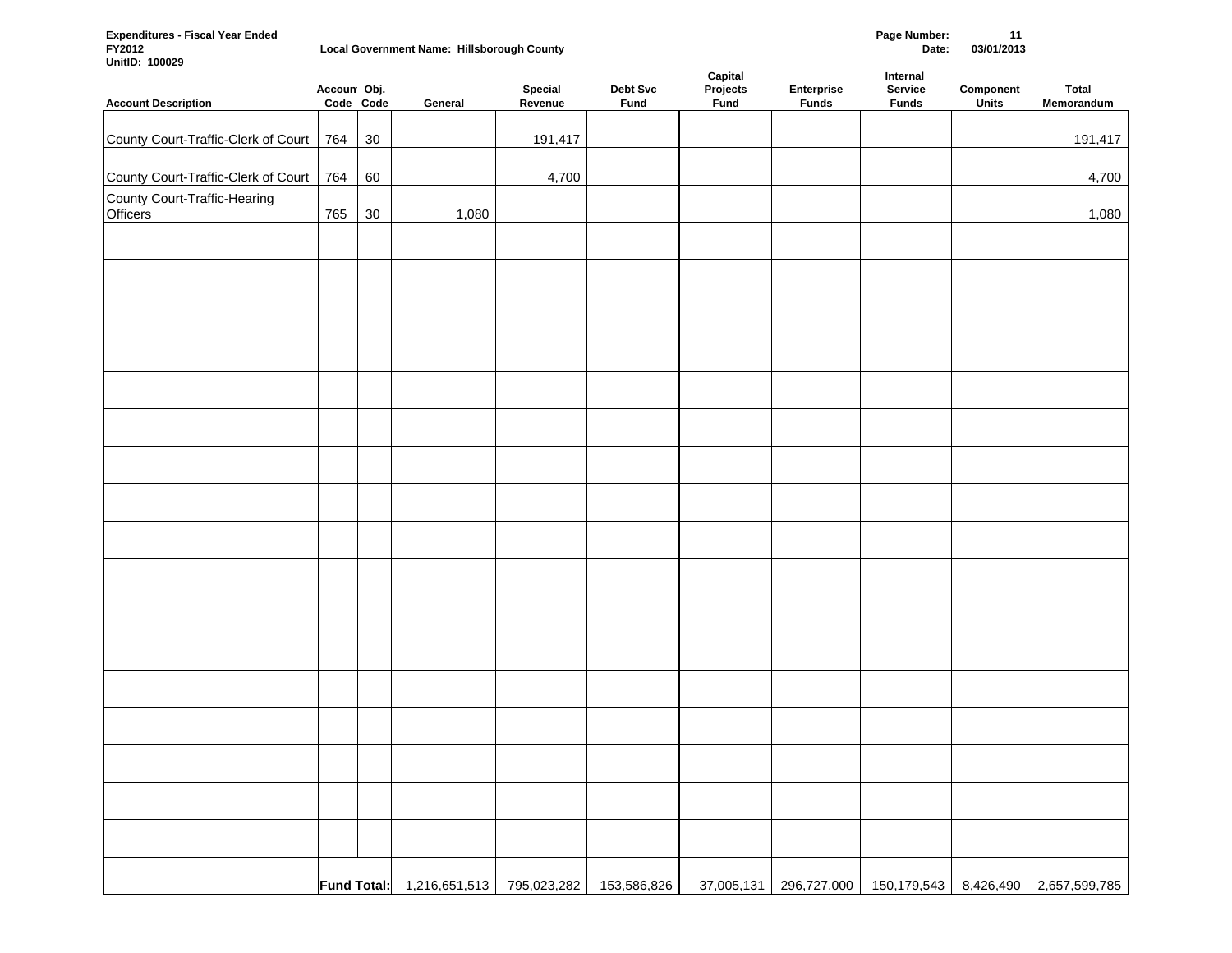**Expenditures - Fiscal Year Ended FY2012**
**UnitID: 100029**

**Local Government Name: Hillsborough County**

**Page Number: 11**
**Date: 03/01/2013**

| Account Description | Account Code | Obj. Code | General | Special Revenue | Debt Svc Fund | Capital Projects Fund | Enterprise Funds | Internal Service Funds | Component Units | Total Memorandum |
|---|---|---|---|---|---|---|---|---|---|---|
| County Court-Traffic-Clerk of Court | 764 | 30 | | 191,417 | | | | | | 191,417 |
| County Court-Traffic-Clerk of Court | 764 | 60 | | 4,700 | | | | | | 4,700 |
| County Court-Traffic-Hearing Officers | 765 | 30 | 1,080 | | | | | | | 1,080 |
| | **Fund Total:** | | 1,216,651,513 | 795,023,282 | 153,586,826 | 37,005,131 | 296,727,000 | 150,179,543 | 8,426,490 | 2,657,599,785 |